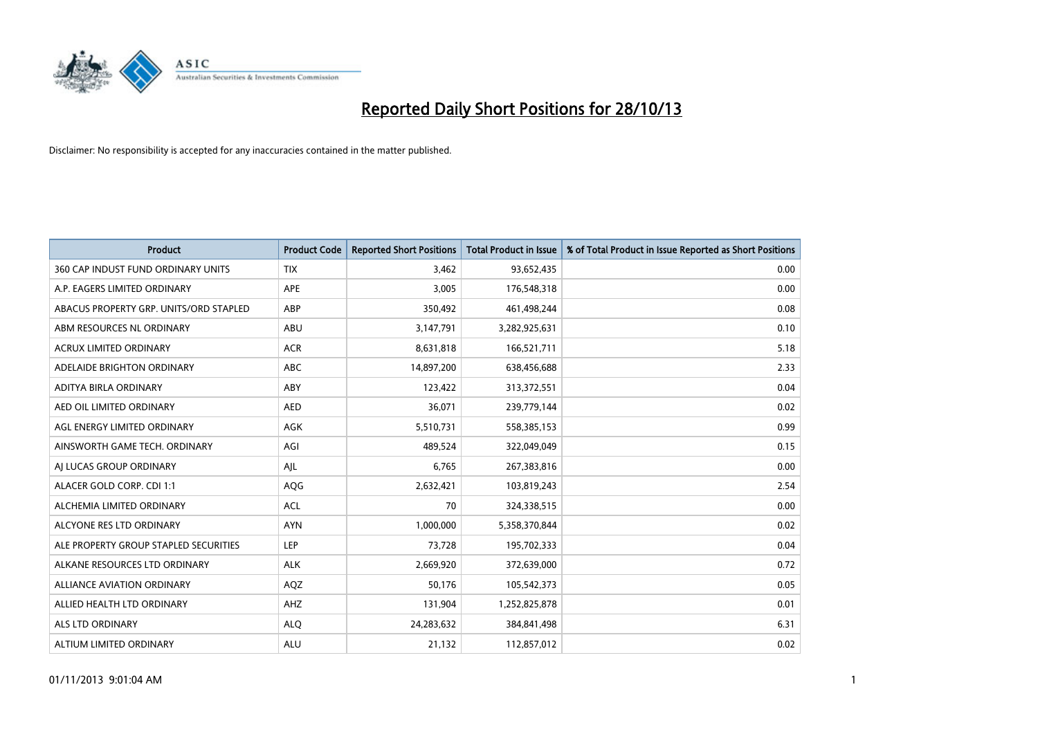# Reported Daily Short Positions for 28/10/13

Disclaimer: No responsibility is accepted for any inaccuracies contained in the matter published.

| Product | Product Code | Reported Short Positions | Total Product in Issue | % of Total Product in Issue Reported as Short Positions |
|---|---|---|---|---|
| 360 CAP INDUST FUND ORDINARY UNITS | TIX | 3,462 | 93,652,435 | 0.00 |
| A.P. EAGERS LIMITED ORDINARY | APE | 3,005 | 176,548,318 | 0.00 |
| ABACUS PROPERTY GRP. UNITS/ORD STAPLED | ABP | 350,492 | 461,498,244 | 0.08 |
| ABM RESOURCES NL ORDINARY | ABU | 3,147,791 | 3,282,925,631 | 0.10 |
| ACRUX LIMITED ORDINARY | ACR | 8,631,818 | 166,521,711 | 5.18 |
| ADELAIDE BRIGHTON ORDINARY | ABC | 14,897,200 | 638,456,688 | 2.33 |
| ADITYA BIRLA ORDINARY | ABY | 123,422 | 313,372,551 | 0.04 |
| AED OIL LIMITED ORDINARY | AED | 36,071 | 239,779,144 | 0.02 |
| AGL ENERGY LIMITED ORDINARY | AGK | 5,510,731 | 558,385,153 | 0.99 |
| AINSWORTH GAME TECH. ORDINARY | AGI | 489,524 | 322,049,049 | 0.15 |
| AJ LUCAS GROUP ORDINARY | AJL | 6,765 | 267,383,816 | 0.00 |
| ALACER GOLD CORP. CDI 1:1 | AQG | 2,632,421 | 103,819,243 | 2.54 |
| ALCHEMIA LIMITED ORDINARY | ACL | 70 | 324,338,515 | 0.00 |
| ALCYONE RES LTD ORDINARY | AYN | 1,000,000 | 5,358,370,844 | 0.02 |
| ALE PROPERTY GROUP STAPLED SECURITIES | LEP | 73,728 | 195,702,333 | 0.04 |
| ALKANE RESOURCES LTD ORDINARY | ALK | 2,669,920 | 372,639,000 | 0.72 |
| ALLIANCE AVIATION ORDINARY | AQZ | 50,176 | 105,542,373 | 0.05 |
| ALLIED HEALTH LTD ORDINARY | AHZ | 131,904 | 1,252,825,878 | 0.01 |
| ALS LTD ORDINARY | ALQ | 24,283,632 | 384,841,498 | 6.31 |
| ALTIUM LIMITED ORDINARY | ALU | 21,132 | 112,857,012 | 0.02 |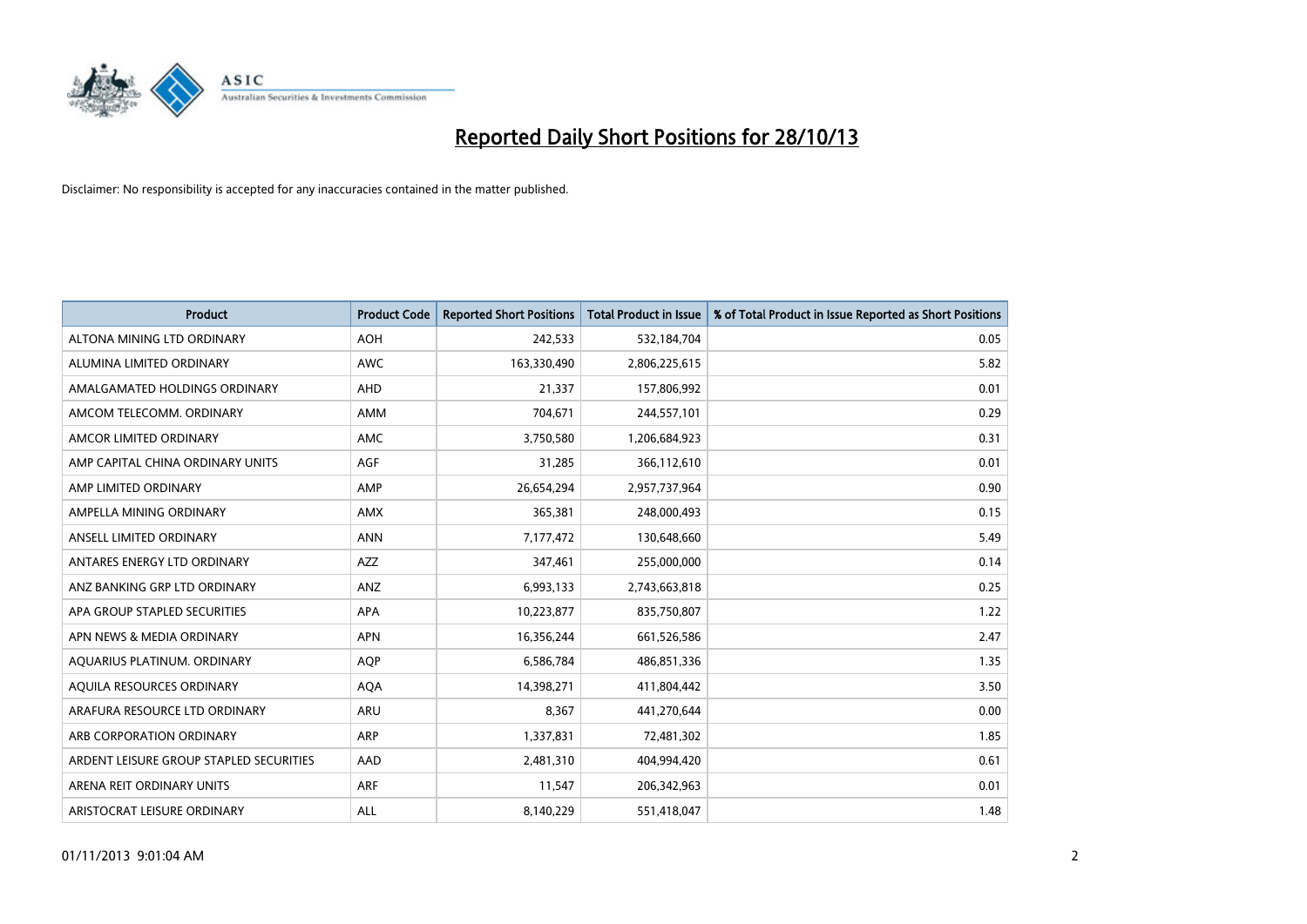# Reported Daily Short Positions for 28/10/13

Disclaimer: No responsibility is accepted for any inaccuracies contained in the matter published.

| Product | Product Code | Reported Short Positions | Total Product in Issue | % of Total Product in Issue Reported as Short Positions |
|---|---|---|---|---|
| ALTONA MINING LTD ORDINARY | AOH | 242,533 | 532,184,704 | 0.05 |
| ALUMINA LIMITED ORDINARY | AWC | 163,330,490 | 2,806,225,615 | 5.82 |
| AMALGAMATED HOLDINGS ORDINARY | AHD | 21,337 | 157,806,992 | 0.01 |
| AMCOM TELECOMM. ORDINARY | AMM | 704,671 | 244,557,101 | 0.29 |
| AMCOR LIMITED ORDINARY | AMC | 3,750,580 | 1,206,684,923 | 0.31 |
| AMP CAPITAL CHINA ORDINARY UNITS | AGF | 31,285 | 366,112,610 | 0.01 |
| AMP LIMITED ORDINARY | AMP | 26,654,294 | 2,957,737,964 | 0.90 |
| AMPELLA MINING ORDINARY | AMX | 365,381 | 248,000,493 | 0.15 |
| ANSELL LIMITED ORDINARY | ANN | 7,177,472 | 130,648,660 | 5.49 |
| ANTARES ENERGY LTD ORDINARY | AZZ | 347,461 | 255,000,000 | 0.14 |
| ANZ BANKING GRP LTD ORDINARY | ANZ | 6,993,133 | 2,743,663,818 | 0.25 |
| APA GROUP STAPLED SECURITIES | APA | 10,223,877 | 835,750,807 | 1.22 |
| APN NEWS & MEDIA ORDINARY | APN | 16,356,244 | 661,526,586 | 2.47 |
| AQUARIUS PLATINUM. ORDINARY | AQP | 6,586,784 | 486,851,336 | 1.35 |
| AQUILA RESOURCES ORDINARY | AQA | 14,398,271 | 411,804,442 | 3.50 |
| ARAFURA RESOURCE LTD ORDINARY | ARU | 8,367 | 441,270,644 | 0.00 |
| ARB CORPORATION ORDINARY | ARP | 1,337,831 | 72,481,302 | 1.85 |
| ARDENT LEISURE GROUP STAPLED SECURITIES | AAD | 2,481,310 | 404,994,420 | 0.61 |
| ARENA REIT ORDINARY UNITS | ARF | 11,547 | 206,342,963 | 0.01 |
| ARISTOCRAT LEISURE ORDINARY | ALL | 8,140,229 | 551,418,047 | 1.48 |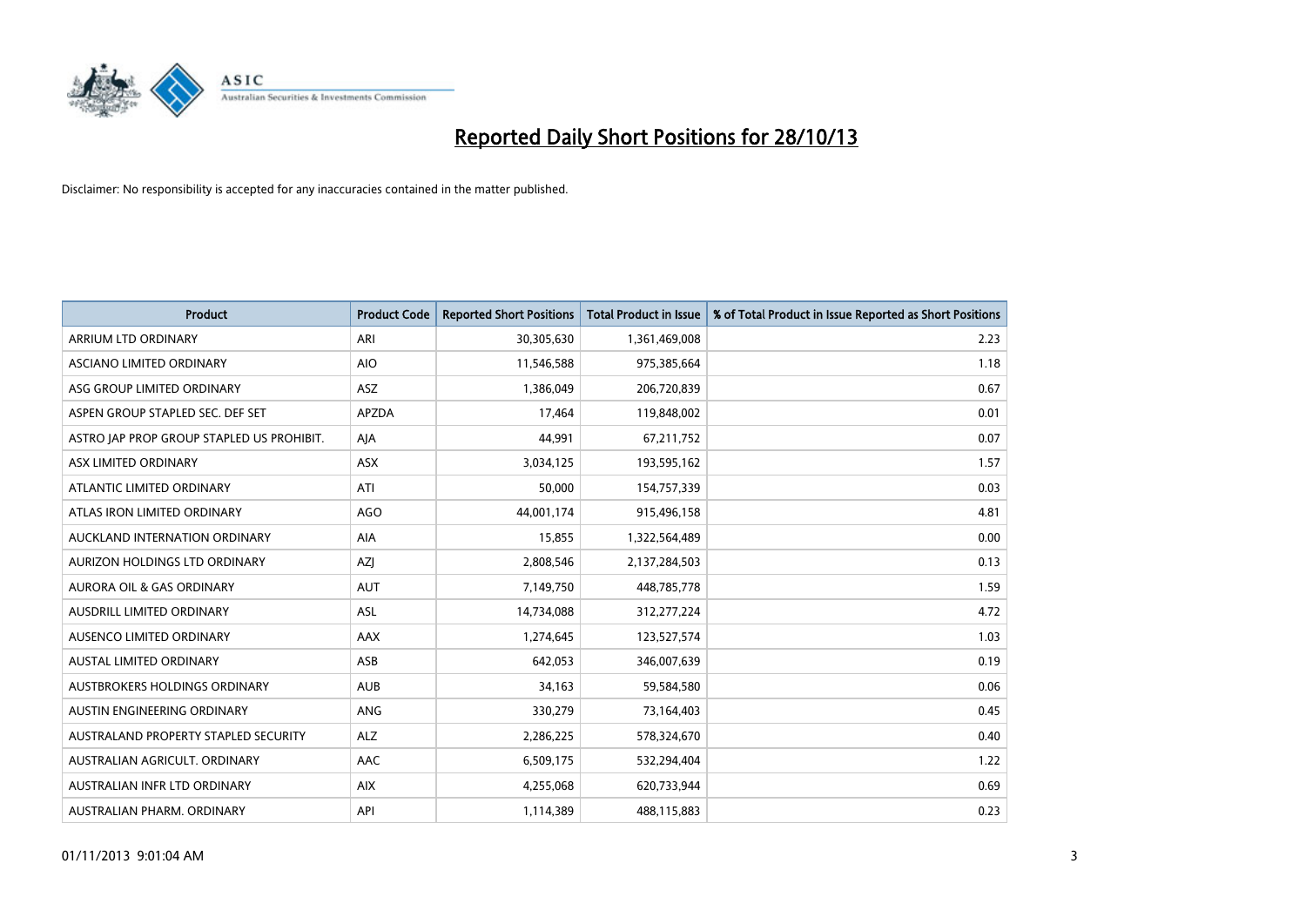# Reported Daily Short Positions for 28/10/13

Disclaimer: No responsibility is accepted for any inaccuracies contained in the matter published.

| Product | Product Code | Reported Short Positions | Total Product in Issue | % of Total Product in Issue Reported as Short Positions |
|---|---|---|---|---|
| ARRIUM LTD ORDINARY | ARI | 30,305,630 | 1,361,469,008 | 2.23 |
| ASCIANO LIMITED ORDINARY | AIO | 11,546,588 | 975,385,664 | 1.18 |
| ASG GROUP LIMITED ORDINARY | ASZ | 1,386,049 | 206,720,839 | 0.67 |
| ASPEN GROUP STAPLED SEC. DEF SET | APZDA | 17,464 | 119,848,002 | 0.01 |
| ASTRO JAP PROP GROUP STAPLED US PROHIBIT. | AJA | 44,991 | 67,211,752 | 0.07 |
| ASX LIMITED ORDINARY | ASX | 3,034,125 | 193,595,162 | 1.57 |
| ATLANTIC LIMITED ORDINARY | ATI | 50,000 | 154,757,339 | 0.03 |
| ATLAS IRON LIMITED ORDINARY | AGO | 44,001,174 | 915,496,158 | 4.81 |
| AUCKLAND INTERNATION ORDINARY | AIA | 15,855 | 1,322,564,489 | 0.00 |
| AURIZON HOLDINGS LTD ORDINARY | AZJ | 2,808,546 | 2,137,284,503 | 0.13 |
| AURORA OIL & GAS ORDINARY | AUT | 7,149,750 | 448,785,778 | 1.59 |
| AUSDRILL LIMITED ORDINARY | ASL | 14,734,088 | 312,277,224 | 4.72 |
| AUSENCO LIMITED ORDINARY | AAX | 1,274,645 | 123,527,574 | 1.03 |
| AUSTAL LIMITED ORDINARY | ASB | 642,053 | 346,007,639 | 0.19 |
| AUSTBROKERS HOLDINGS ORDINARY | AUB | 34,163 | 59,584,580 | 0.06 |
| AUSTIN ENGINEERING ORDINARY | ANG | 330,279 | 73,164,403 | 0.45 |
| AUSTRALAND PROPERTY STAPLED SECURITY | ALZ | 2,286,225 | 578,324,670 | 0.40 |
| AUSTRALIAN AGRICULT. ORDINARY | AAC | 6,509,175 | 532,294,404 | 1.22 |
| AUSTRALIAN INFR LTD ORDINARY | AIX | 4,255,068 | 620,733,944 | 0.69 |
| AUSTRALIAN PHARM. ORDINARY | API | 1,114,389 | 488,115,883 | 0.23 |

01/11/2013 9:01:04 AM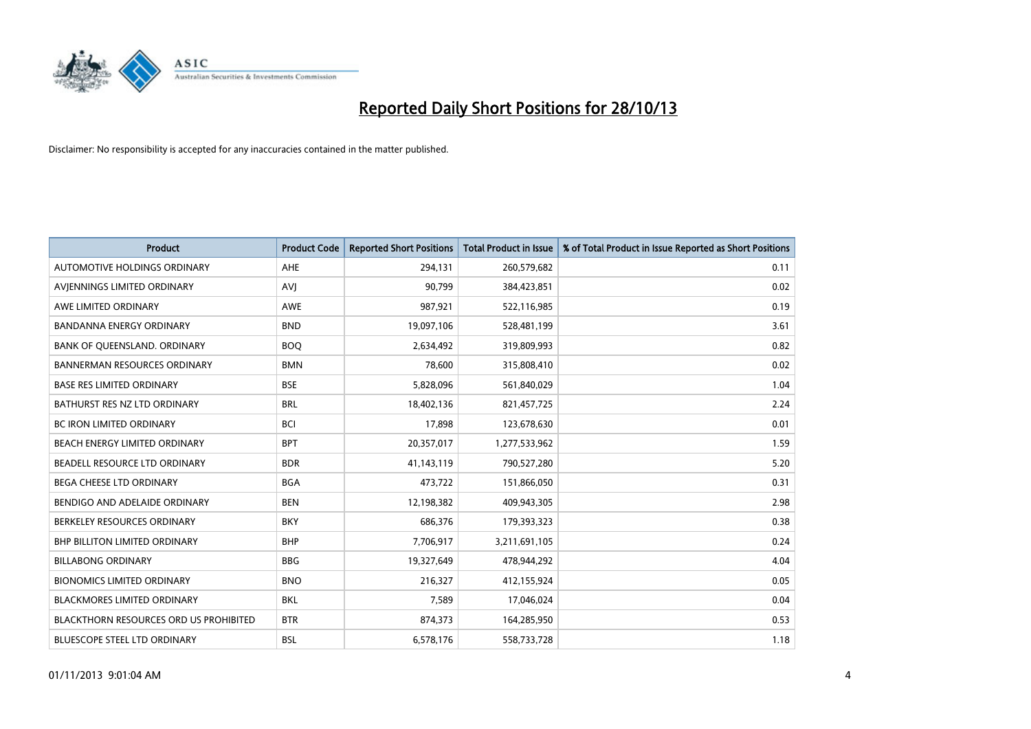# Reported Daily Short Positions for 28/10/13

Disclaimer: No responsibility is accepted for any inaccuracies contained in the matter published.

| Product | Product Code | Reported Short Positions | Total Product in Issue | % of Total Product in Issue Reported as Short Positions |
|---|---|---|---|---|
| AUTOMOTIVE HOLDINGS ORDINARY | AHE | 294,131 | 260,579,682 | 0.11 |
| AVJENNINGS LIMITED ORDINARY | AVJ | 90,799 | 384,423,851 | 0.02 |
| AWE LIMITED ORDINARY | AWE | 987,921 | 522,116,985 | 0.19 |
| BANDANNA ENERGY ORDINARY | BND | 19,097,106 | 528,481,199 | 3.61 |
| BANK OF QUEENSLAND. ORDINARY | BOQ | 2,634,492 | 319,809,993 | 0.82 |
| BANNERMAN RESOURCES ORDINARY | BMN | 78,600 | 315,808,410 | 0.02 |
| BASE RES LIMITED ORDINARY | BSE | 5,828,096 | 561,840,029 | 1.04 |
| BATHURST RES NZ LTD ORDINARY | BRL | 18,402,136 | 821,457,725 | 2.24 |
| BC IRON LIMITED ORDINARY | BCI | 17,898 | 123,678,630 | 0.01 |
| BEACH ENERGY LIMITED ORDINARY | BPT | 20,357,017 | 1,277,533,962 | 1.59 |
| BEADELL RESOURCE LTD ORDINARY | BDR | 41,143,119 | 790,527,280 | 5.20 |
| BEGA CHEESE LTD ORDINARY | BGA | 473,722 | 151,866,050 | 0.31 |
| BENDIGO AND ADELAIDE ORDINARY | BEN | 12,198,382 | 409,943,305 | 2.98 |
| BERKELEY RESOURCES ORDINARY | BKY | 686,376 | 179,393,323 | 0.38 |
| BHP BILLITON LIMITED ORDINARY | BHP | 7,706,917 | 3,211,691,105 | 0.24 |
| BILLABONG ORDINARY | BBG | 19,327,649 | 478,944,292 | 4.04 |
| BIONOMICS LIMITED ORDINARY | BNO | 216,327 | 412,155,924 | 0.05 |
| BLACKMORES LIMITED ORDINARY | BKL | 7,589 | 17,046,024 | 0.04 |
| BLACKTHORN RESOURCES ORD US PROHIBITED | BTR | 874,373 | 164,285,950 | 0.53 |
| BLUESCOPE STEEL LTD ORDINARY | BSL | 6,578,176 | 558,733,728 | 1.18 |

01/11/2013 9:01:04 AM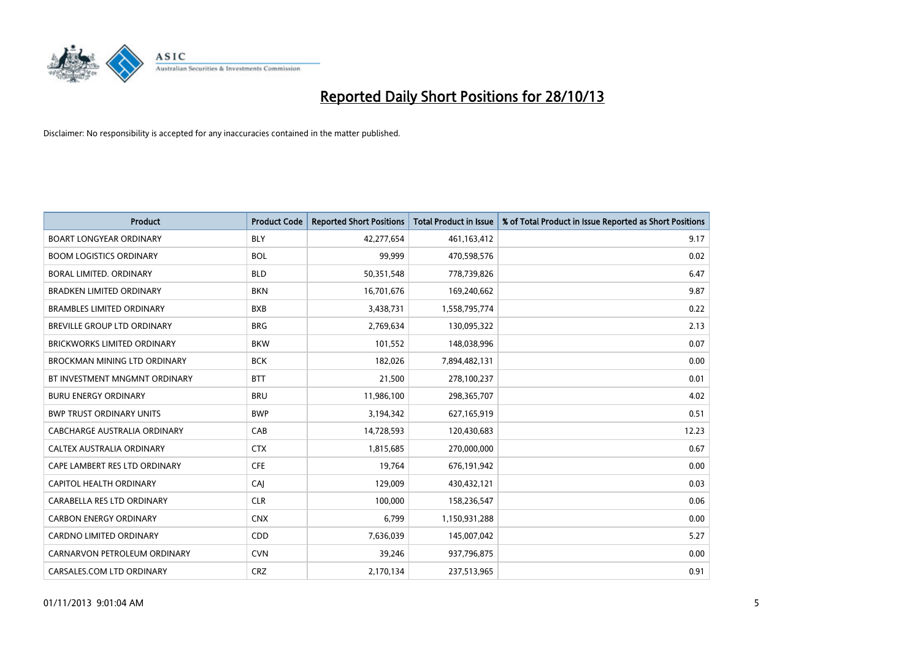# Reported Daily Short Positions for 28/10/13

Disclaimer: No responsibility is accepted for any inaccuracies contained in the matter published.

| Product | Product Code | Reported Short Positions | Total Product in Issue | % of Total Product in Issue Reported as Short Positions |
| --- | --- | --- | --- | --- |
| BOART LONGYEAR ORDINARY | BLY | 42,277,654 | 461,163,412 | 9.17 |
| BOOM LOGISTICS ORDINARY | BOL | 99,999 | 470,598,576 | 0.02 |
| BORAL LIMITED. ORDINARY | BLD | 50,351,548 | 778,739,826 | 6.47 |
| BRADKEN LIMITED ORDINARY | BKN | 16,701,676 | 169,240,662 | 9.87 |
| BRAMBLES LIMITED ORDINARY | BXB | 3,438,731 | 1,558,795,774 | 0.22 |
| BREVILLE GROUP LTD ORDINARY | BRG | 2,769,634 | 130,095,322 | 2.13 |
| BRICKWORKS LIMITED ORDINARY | BKW | 101,552 | 148,038,996 | 0.07 |
| BROCKMAN MINING LTD ORDINARY | BCK | 182,026 | 7,894,482,131 | 0.00 |
| BT INVESTMENT MNGMNT ORDINARY | BTT | 21,500 | 278,100,237 | 0.01 |
| BURU ENERGY ORDINARY | BRU | 11,986,100 | 298,365,707 | 4.02 |
| BWP TRUST ORDINARY UNITS | BWP | 3,194,342 | 627,165,919 | 0.51 |
| CABCHARGE AUSTRALIA ORDINARY | CAB | 14,728,593 | 120,430,683 | 12.23 |
| CALTEX AUSTRALIA ORDINARY | CTX | 1,815,685 | 270,000,000 | 0.67 |
| CAPE LAMBERT RES LTD ORDINARY | CFE | 19,764 | 676,191,942 | 0.00 |
| CAPITOL HEALTH ORDINARY | CAJ | 129,009 | 430,432,121 | 0.03 |
| CARABELLA RES LTD ORDINARY | CLR | 100,000 | 158,236,547 | 0.06 |
| CARBON ENERGY ORDINARY | CNX | 6,799 | 1,150,931,288 | 0.00 |
| CARDNO LIMITED ORDINARY | CDD | 7,636,039 | 145,007,042 | 5.27 |
| CARNARVON PETROLEUM ORDINARY | CVN | 39,246 | 937,796,875 | 0.00 |
| CARSALES.COM LTD ORDINARY | CRZ | 2,170,134 | 237,513,965 | 0.91 |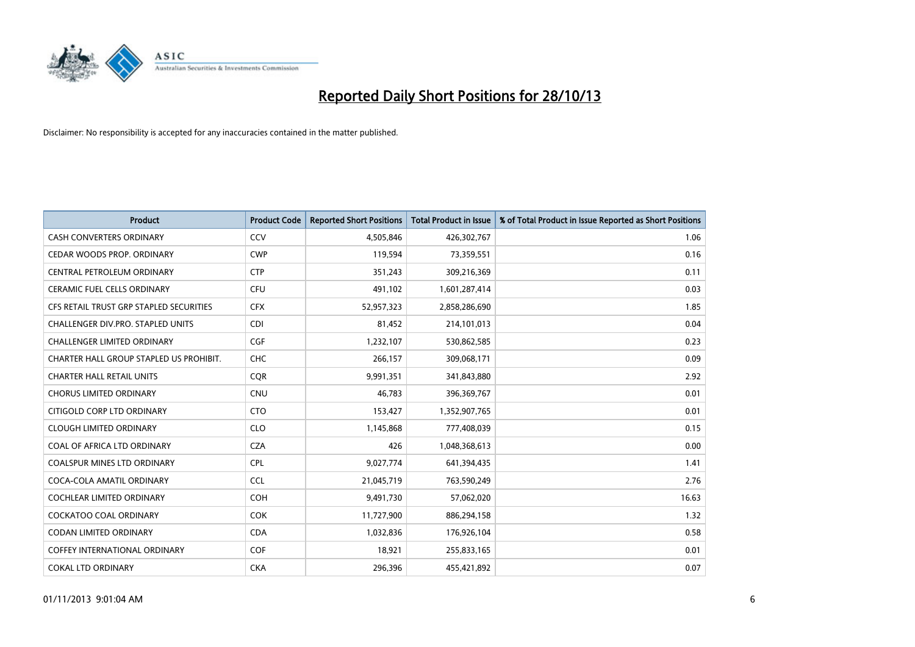# Reported Daily Short Positions for 28/10/13

Disclaimer: No responsibility is accepted for any inaccuracies contained in the matter published.

| Product | Product Code | Reported Short Positions | Total Product in Issue | % of Total Product in Issue Reported as Short Positions |
|---|---|---|---|---|
| CASH CONVERTERS ORDINARY | CCV | 4,505,846 | 426,302,767 | 1.06 |
| CEDAR WOODS PROP. ORDINARY | CWP | 119,594 | 73,359,551 | 0.16 |
| CENTRAL PETROLEUM ORDINARY | CTP | 351,243 | 309,216,369 | 0.11 |
| CERAMIC FUEL CELLS ORDINARY | CFU | 491,102 | 1,601,287,414 | 0.03 |
| CFS RETAIL TRUST GRP STAPLED SECURITIES | CFX | 52,957,323 | 2,858,286,690 | 1.85 |
| CHALLENGER DIV.PRO. STAPLED UNITS | CDI | 81,452 | 214,101,013 | 0.04 |
| CHALLENGER LIMITED ORDINARY | CGF | 1,232,107 | 530,862,585 | 0.23 |
| CHARTER HALL GROUP STAPLED US PROHIBIT. | CHC | 266,157 | 309,068,171 | 0.09 |
| CHARTER HALL RETAIL UNITS | CQR | 9,991,351 | 341,843,880 | 2.92 |
| CHORUS LIMITED ORDINARY | CNU | 46,783 | 396,369,767 | 0.01 |
| CITIGOLD CORP LTD ORDINARY | CTO | 153,427 | 1,352,907,765 | 0.01 |
| CLOUGH LIMITED ORDINARY | CLO | 1,145,868 | 777,408,039 | 0.15 |
| COAL OF AFRICA LTD ORDINARY | CZA | 426 | 1,048,368,613 | 0.00 |
| COALSPUR MINES LTD ORDINARY | CPL | 9,027,774 | 641,394,435 | 1.41 |
| COCA-COLA AMATIL ORDINARY | CCL | 21,045,719 | 763,590,249 | 2.76 |
| COCHLEAR LIMITED ORDINARY | COH | 9,491,730 | 57,062,020 | 16.63 |
| COCKATOO COAL ORDINARY | COK | 11,727,900 | 886,294,158 | 1.32 |
| CODAN LIMITED ORDINARY | CDA | 1,032,836 | 176,926,104 | 0.58 |
| COFFEY INTERNATIONAL ORDINARY | COF | 18,921 | 255,833,165 | 0.01 |
| COKAL LTD ORDINARY | CKA | 296,396 | 455,421,892 | 0.07 |

01/11/2013 9:01:04 AM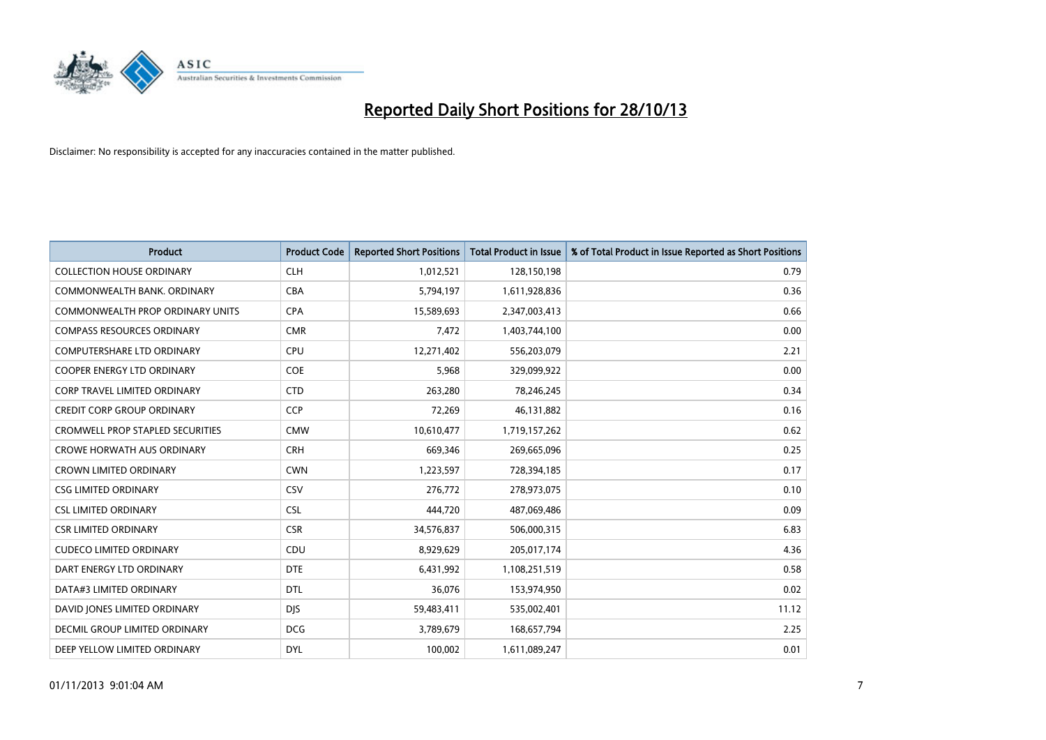# Reported Daily Short Positions for 28/10/13

Disclaimer: No responsibility is accepted for any inaccuracies contained in the matter published.

| Product | Product Code | Reported Short Positions | Total Product in Issue | % of Total Product in Issue Reported as Short Positions |
|---|---|---|---|---|
| COLLECTION HOUSE ORDINARY | CLH | 1,012,521 | 128,150,198 | 0.79 |
| COMMONWEALTH BANK. ORDINARY | CBA | 5,794,197 | 1,611,928,836 | 0.36 |
| COMMONWEALTH PROP ORDINARY UNITS | CPA | 15,589,693 | 2,347,003,413 | 0.66 |
| COMPASS RESOURCES ORDINARY | CMR | 7,472 | 1,403,744,100 | 0.00 |
| COMPUTERSHARE LTD ORDINARY | CPU | 12,271,402 | 556,203,079 | 2.21 |
| COOPER ENERGY LTD ORDINARY | COE | 5,968 | 329,099,922 | 0.00 |
| CORP TRAVEL LIMITED ORDINARY | CTD | 263,280 | 78,246,245 | 0.34 |
| CREDIT CORP GROUP ORDINARY | CCP | 72,269 | 46,131,882 | 0.16 |
| CROMWELL PROP STAPLED SECURITIES | CMW | 10,610,477 | 1,719,157,262 | 0.62 |
| CROWE HORWATH AUS ORDINARY | CRH | 669,346 | 269,665,096 | 0.25 |
| CROWN LIMITED ORDINARY | CWN | 1,223,597 | 728,394,185 | 0.17 |
| CSG LIMITED ORDINARY | CSV | 276,772 | 278,973,075 | 0.10 |
| CSL LIMITED ORDINARY | CSL | 444,720 | 487,069,486 | 0.09 |
| CSR LIMITED ORDINARY | CSR | 34,576,837 | 506,000,315 | 6.83 |
| CUDECO LIMITED ORDINARY | CDU | 8,929,629 | 205,017,174 | 4.36 |
| DART ENERGY LTD ORDINARY | DTE | 6,431,992 | 1,108,251,519 | 0.58 |
| DATA#3 LIMITED ORDINARY | DTL | 36,076 | 153,974,950 | 0.02 |
| DAVID JONES LIMITED ORDINARY | DJS | 59,483,411 | 535,002,401 | 11.12 |
| DECMIL GROUP LIMITED ORDINARY | DCG | 3,789,679 | 168,657,794 | 2.25 |
| DEEP YELLOW LIMITED ORDINARY | DYL | 100,002 | 1,611,089,247 | 0.01 |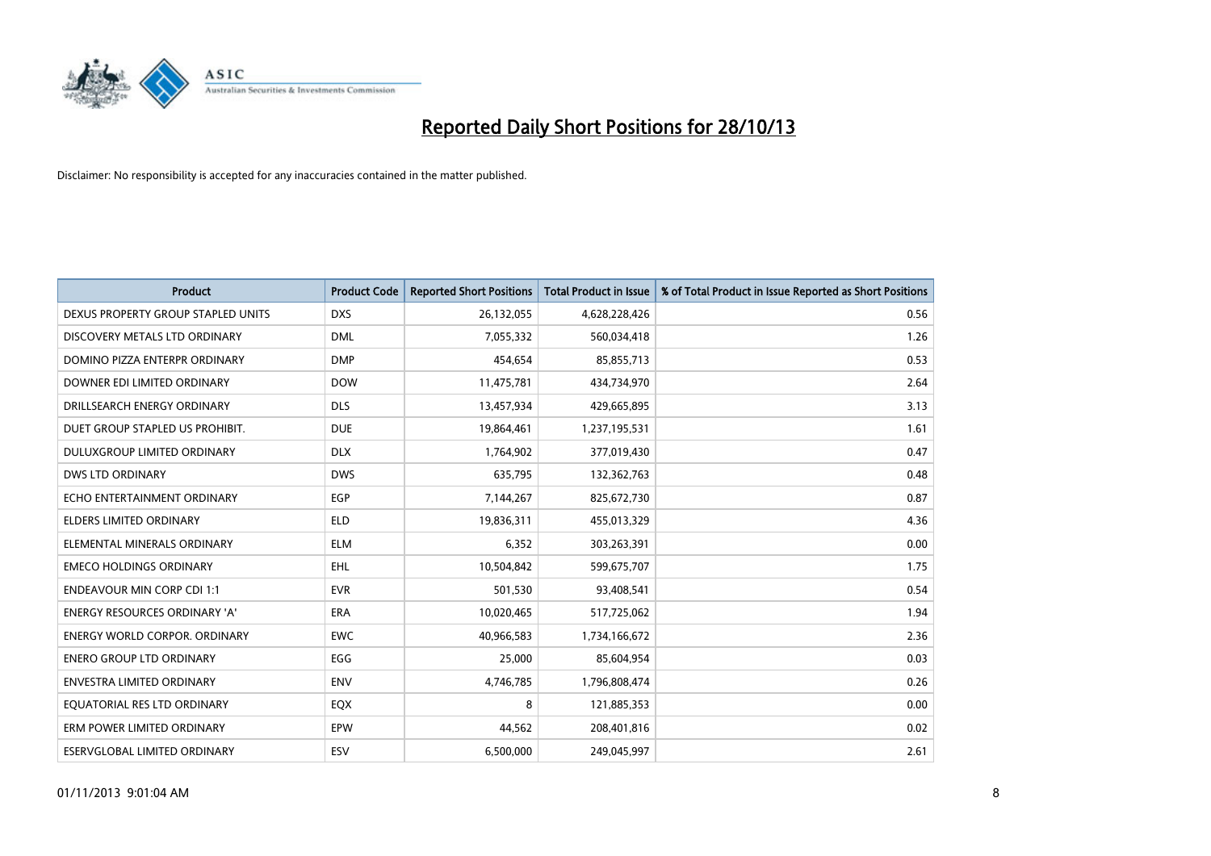# Reported Daily Short Positions for 28/10/13

Disclaimer: No responsibility is accepted for any inaccuracies contained in the matter published.

| Product | Product Code | Reported Short Positions | Total Product in Issue | % of Total Product in Issue Reported as Short Positions |
|---|---|---|---|---|
| DEXUS PROPERTY GROUP STAPLED UNITS | DXS | 26,132,055 | 4,628,228,426 | 0.56 |
| DISCOVERY METALS LTD ORDINARY | DML | 7,055,332 | 560,034,418 | 1.26 |
| DOMINO PIZZA ENTERPR ORDINARY | DMP | 454,654 | 85,855,713 | 0.53 |
| DOWNER EDI LIMITED ORDINARY | DOW | 11,475,781 | 434,734,970 | 2.64 |
| DRILLSEARCH ENERGY ORDINARY | DLS | 13,457,934 | 429,665,895 | 3.13 |
| DUET GROUP STAPLED US PROHIBIT. | DUE | 19,864,461 | 1,237,195,531 | 1.61 |
| DULUXGROUP LIMITED ORDINARY | DLX | 1,764,902 | 377,019,430 | 0.47 |
| DWS LTD ORDINARY | DWS | 635,795 | 132,362,763 | 0.48 |
| ECHO ENTERTAINMENT ORDINARY | EGP | 7,144,267 | 825,672,730 | 0.87 |
| ELDERS LIMITED ORDINARY | ELD | 19,836,311 | 455,013,329 | 4.36 |
| ELEMENTAL MINERALS ORDINARY | ELM | 6,352 | 303,263,391 | 0.00 |
| EMECO HOLDINGS ORDINARY | EHL | 10,504,842 | 599,675,707 | 1.75 |
| ENDEAVOUR MIN CORP CDI 1:1 | EVR | 501,530 | 93,408,541 | 0.54 |
| ENERGY RESOURCES ORDINARY 'A' | ERA | 10,020,465 | 517,725,062 | 1.94 |
| ENERGY WORLD CORPOR. ORDINARY | EWC | 40,966,583 | 1,734,166,672 | 2.36 |
| ENERO GROUP LTD ORDINARY | EGG | 25,000 | 85,604,954 | 0.03 |
| ENVESTRA LIMITED ORDINARY | ENV | 4,746,785 | 1,796,808,474 | 0.26 |
| EQUATORIAL RES LTD ORDINARY | EQX | 8 | 121,885,353 | 0.00 |
| ERM POWER LIMITED ORDINARY | EPW | 44,562 | 208,401,816 | 0.02 |
| ESERVGLOBAL LIMITED ORDINARY | ESV | 6,500,000 | 249,045,997 | 2.61 |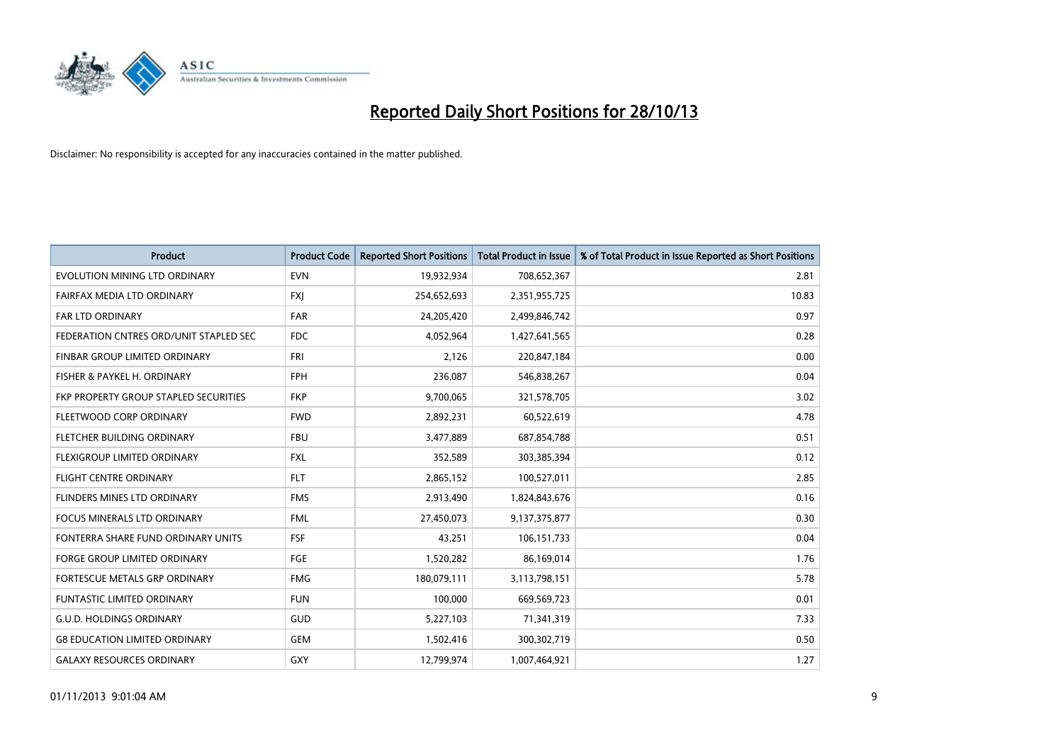# Reported Daily Short Positions for 28/10/13

Disclaimer: No responsibility is accepted for any inaccuracies contained in the matter published.

| Product | Product Code | Reported Short Positions | Total Product in Issue | % of Total Product in Issue Reported as Short Positions |
|---|---|---|---|---|
| EVOLUTION MINING LTD ORDINARY | EVN | 19,932,934 | 708,652,367 | 2.81 |
| FAIRFAX MEDIA LTD ORDINARY | FXJ | 254,652,693 | 2,351,955,725 | 10.83 |
| FAR LTD ORDINARY | FAR | 24,205,420 | 2,499,846,742 | 0.97 |
| FEDERATION CNTRES ORD/UNIT STAPLED SEC | FDC | 4,052,964 | 1,427,641,565 | 0.28 |
| FINBAR GROUP LIMITED ORDINARY | FRI | 2,126 | 220,847,184 | 0.00 |
| FISHER & PAYKEL H. ORDINARY | FPH | 236,087 | 546,838,267 | 0.04 |
| FKP PROPERTY GROUP STAPLED SECURITIES | FKP | 9,700,065 | 321,578,705 | 3.02 |
| FLEETWOOD CORP ORDINARY | FWD | 2,892,231 | 60,522,619 | 4.78 |
| FLETCHER BUILDING ORDINARY | FBU | 3,477,889 | 687,854,788 | 0.51 |
| FLEXIGROUP LIMITED ORDINARY | FXL | 352,589 | 303,385,394 | 0.12 |
| FLIGHT CENTRE ORDINARY | FLT | 2,865,152 | 100,527,011 | 2.85 |
| FLINDERS MINES LTD ORDINARY | FMS | 2,913,490 | 1,824,843,676 | 0.16 |
| FOCUS MINERALS LTD ORDINARY | FML | 27,450,073 | 9,137,375,877 | 0.30 |
| FONTERRA SHARE FUND ORDINARY UNITS | FSF | 43,251 | 106,151,733 | 0.04 |
| FORGE GROUP LIMITED ORDINARY | FGE | 1,520,282 | 86,169,014 | 1.76 |
| FORTESCUE METALS GRP ORDINARY | FMG | 180,079,111 | 3,113,798,151 | 5.78 |
| FUNTASTIC LIMITED ORDINARY | FUN | 100,000 | 669,569,723 | 0.01 |
| G.U.D. HOLDINGS ORDINARY | GUD | 5,227,103 | 71,341,319 | 7.33 |
| G8 EDUCATION LIMITED ORDINARY | GEM | 1,502,416 | 300,302,719 | 0.50 |
| GALAXY RESOURCES ORDINARY | GXY | 12,799,974 | 1,007,464,921 | 1.27 |

01/11/2013 9:01:04 AM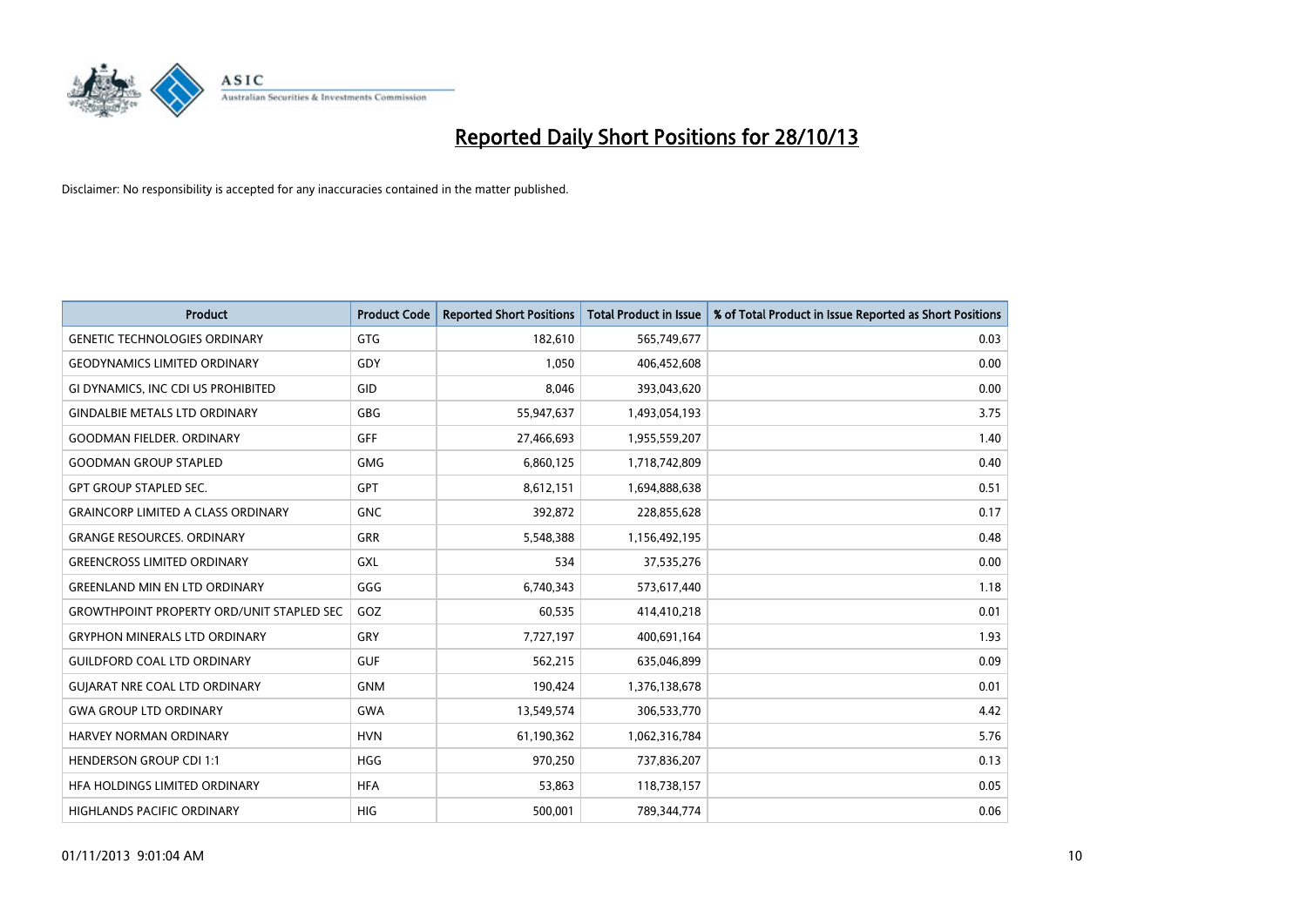# Reported Daily Short Positions for 28/10/13

Disclaimer: No responsibility is accepted for any inaccuracies contained in the matter published.

| Product | Product Code | Reported Short Positions | Total Product in Issue | % of Total Product in Issue Reported as Short Positions |
|---|---|---|---|---|
| GENETIC TECHNOLOGIES ORDINARY | GTG | 182,610 | 565,749,677 | 0.03 |
| GEODYNAMICS LIMITED ORDINARY | GDY | 1,050 | 406,452,608 | 0.00 |
| GI DYNAMICS, INC CDI US PROHIBITED | GID | 8,046 | 393,043,620 | 0.00 |
| GINDALBIE METALS LTD ORDINARY | GBG | 55,947,637 | 1,493,054,193 | 3.75 |
| GOODMAN FIELDER. ORDINARY | GFF | 27,466,693 | 1,955,559,207 | 1.40 |
| GOODMAN GROUP STAPLED | GMG | 6,860,125 | 1,718,742,809 | 0.40 |
| GPT GROUP STAPLED SEC. | GPT | 8,612,151 | 1,694,888,638 | 0.51 |
| GRAINCORP LIMITED A CLASS ORDINARY | GNC | 392,872 | 228,855,628 | 0.17 |
| GRANGE RESOURCES. ORDINARY | GRR | 5,548,388 | 1,156,492,195 | 0.48 |
| GREENCROSS LIMITED ORDINARY | GXL | 534 | 37,535,276 | 0.00 |
| GREENLAND MIN EN LTD ORDINARY | GGG | 6,740,343 | 573,617,440 | 1.18 |
| GROWTHPOINT PROPERTY ORD/UNIT STAPLED SEC | GOZ | 60,535 | 414,410,218 | 0.01 |
| GRYPHON MINERALS LTD ORDINARY | GRY | 7,727,197 | 400,691,164 | 1.93 |
| GUILDFORD COAL LTD ORDINARY | GUF | 562,215 | 635,046,899 | 0.09 |
| GUJARAT NRE COAL LTD ORDINARY | GNM | 190,424 | 1,376,138,678 | 0.01 |
| GWA GROUP LTD ORDINARY | GWA | 13,549,574 | 306,533,770 | 4.42 |
| HARVEY NORMAN ORDINARY | HVN | 61,190,362 | 1,062,316,784 | 5.76 |
| HENDERSON GROUP CDI 1:1 | HGG | 970,250 | 737,836,207 | 0.13 |
| HFA HOLDINGS LIMITED ORDINARY | HFA | 53,863 | 118,738,157 | 0.05 |
| HIGHLANDS PACIFIC ORDINARY | HIG | 500,001 | 789,344,774 | 0.06 |

01/11/2013 9:01:04 AM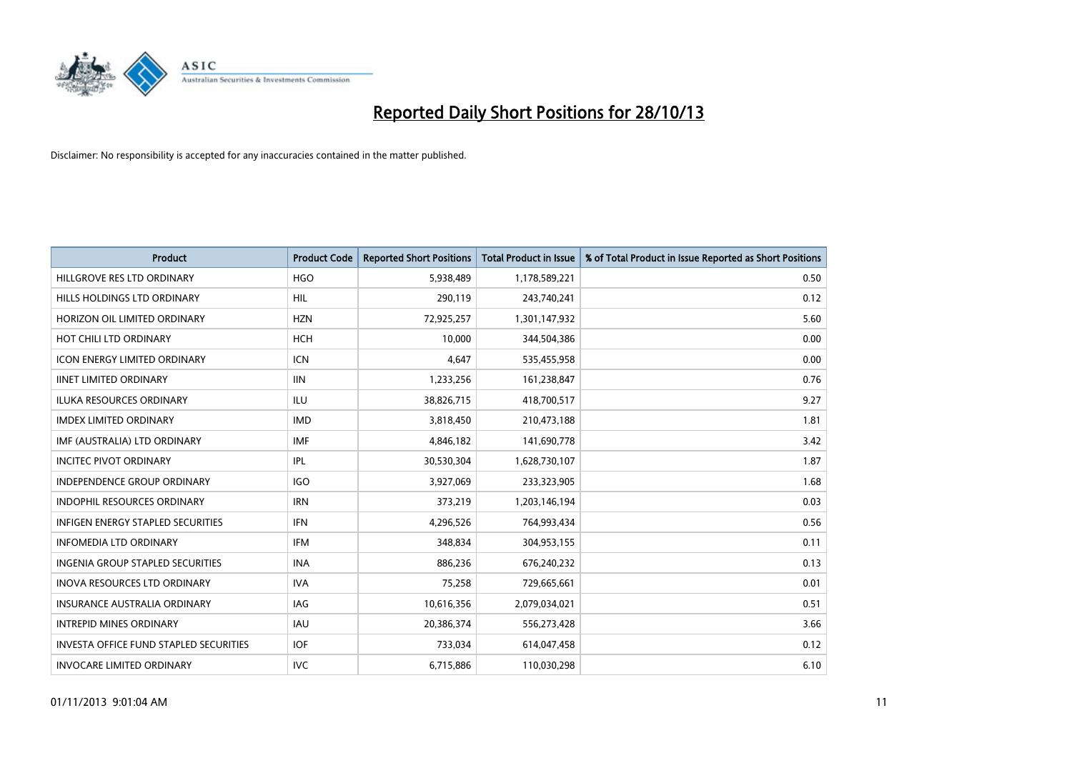# Reported Daily Short Positions for 28/10/13

Disclaimer: No responsibility is accepted for any inaccuracies contained in the matter published.

| Product | Product Code | Reported Short Positions | Total Product in Issue | % of Total Product in Issue Reported as Short Positions |
|---|---|---|---|---|
| HILLGROVE RES LTD ORDINARY | HGO | 5,938,489 | 1,178,589,221 | 0.50 |
| HILLS HOLDINGS LTD ORDINARY | HIL | 290,119 | 243,740,241 | 0.12 |
| HORIZON OIL LIMITED ORDINARY | HZN | 72,925,257 | 1,301,147,932 | 5.60 |
| HOT CHILI LTD ORDINARY | HCH | 10,000 | 344,504,386 | 0.00 |
| ICON ENERGY LIMITED ORDINARY | ICN | 4,647 | 535,455,958 | 0.00 |
| IINET LIMITED ORDINARY | IIN | 1,233,256 | 161,238,847 | 0.76 |
| ILUKA RESOURCES ORDINARY | ILU | 38,826,715 | 418,700,517 | 9.27 |
| IMDEX LIMITED ORDINARY | IMD | 3,818,450 | 210,473,188 | 1.81 |
| IMF (AUSTRALIA) LTD ORDINARY | IMF | 4,846,182 | 141,690,778 | 3.42 |
| INCITEC PIVOT ORDINARY | IPL | 30,530,304 | 1,628,730,107 | 1.87 |
| INDEPENDENCE GROUP ORDINARY | IGO | 3,927,069 | 233,323,905 | 1.68 |
| INDOPHIL RESOURCES ORDINARY | IRN | 373,219 | 1,203,146,194 | 0.03 |
| INFIGEN ENERGY STAPLED SECURITIES | IFN | 4,296,526 | 764,993,434 | 0.56 |
| INFOMEDIA LTD ORDINARY | IFM | 348,834 | 304,953,155 | 0.11 |
| INGENIA GROUP STAPLED SECURITIES | INA | 886,236 | 676,240,232 | 0.13 |
| INOVA RESOURCES LTD ORDINARY | IVA | 75,258 | 729,665,661 | 0.01 |
| INSURANCE AUSTRALIA ORDINARY | IAG | 10,616,356 | 2,079,034,021 | 0.51 |
| INTREPID MINES ORDINARY | IAU | 20,386,374 | 556,273,428 | 3.66 |
| INVESTA OFFICE FUND STAPLED SECURITIES | IOF | 733,034 | 614,047,458 | 0.12 |
| INVOCARE LIMITED ORDINARY | IVC | 6,715,886 | 110,030,298 | 6.10 |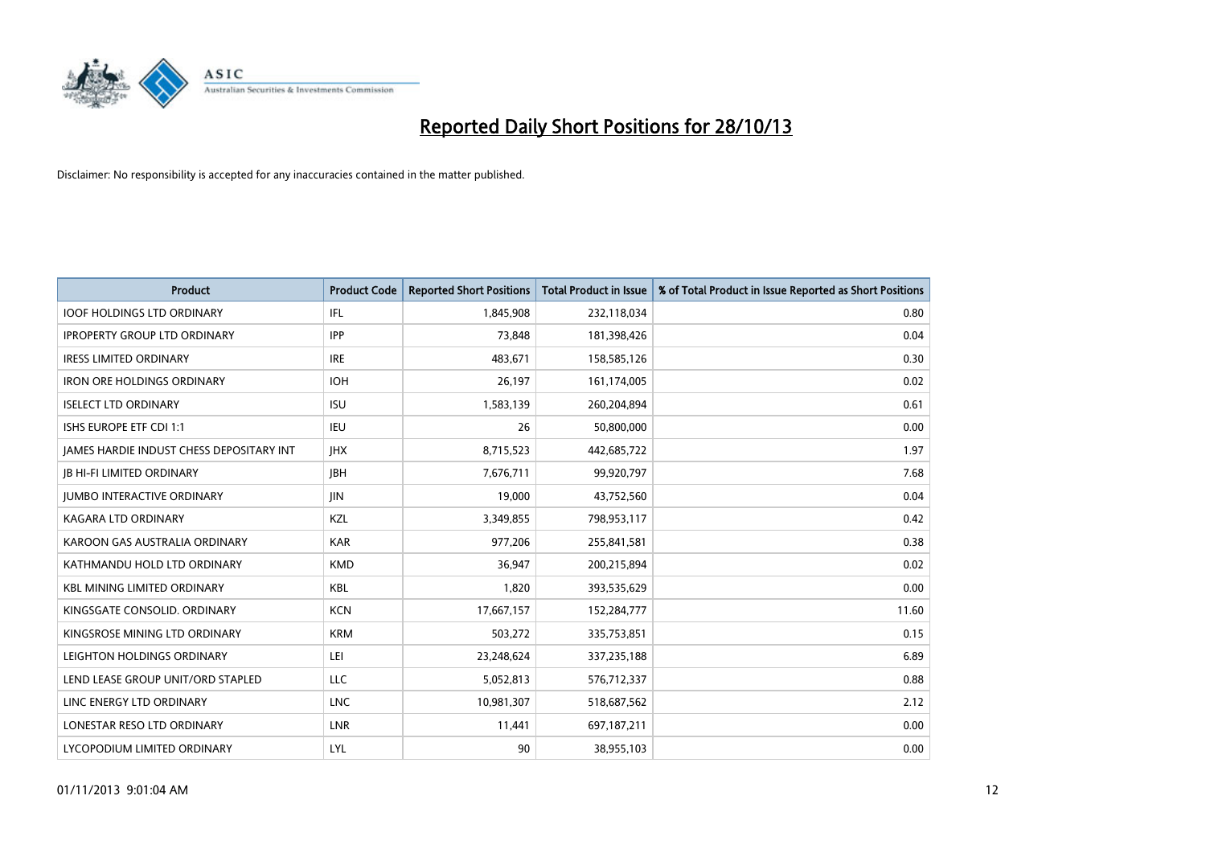# Reported Daily Short Positions for 28/10/13

Disclaimer: No responsibility is accepted for any inaccuracies contained in the matter published.

| Product | Product Code | Reported Short Positions | Total Product in Issue | % of Total Product in Issue Reported as Short Positions |
|---|---|---|---|---|
| IOOF HOLDINGS LTD ORDINARY | IFL | 1,845,908 | 232,118,034 | 0.80 |
| IPROPERTY GROUP LTD ORDINARY | IPP | 73,848 | 181,398,426 | 0.04 |
| IRESS LIMITED ORDINARY | IRE | 483,671 | 158,585,126 | 0.30 |
| IRON ORE HOLDINGS ORDINARY | IOH | 26,197 | 161,174,005 | 0.02 |
| ISELECT LTD ORDINARY | ISU | 1,583,139 | 260,204,894 | 0.61 |
| ISHS EUROPE ETF CDI 1:1 | IEU | 26 | 50,800,000 | 0.00 |
| JAMES HARDIE INDUST CHESS DEPOSITARY INT | JHX | 8,715,523 | 442,685,722 | 1.97 |
| JB HI-FI LIMITED ORDINARY | JBH | 7,676,711 | 99,920,797 | 7.68 |
| JUMBO INTERACTIVE ORDINARY | JIN | 19,000 | 43,752,560 | 0.04 |
| KAGARA LTD ORDINARY | KZL | 3,349,855 | 798,953,117 | 0.42 |
| KAROON GAS AUSTRALIA ORDINARY | KAR | 977,206 | 255,841,581 | 0.38 |
| KATHMANDU HOLD LTD ORDINARY | KMD | 36,947 | 200,215,894 | 0.02 |
| KBL MINING LIMITED ORDINARY | KBL | 1,820 | 393,535,629 | 0.00 |
| KINGSGATE CONSOLID. ORDINARY | KCN | 17,667,157 | 152,284,777 | 11.60 |
| KINGSROSE MINING LTD ORDINARY | KRM | 503,272 | 335,753,851 | 0.15 |
| LEIGHTON HOLDINGS ORDINARY | LEI | 23,248,624 | 337,235,188 | 6.89 |
| LEND LEASE GROUP UNIT/ORD STAPLED | LLC | 5,052,813 | 576,712,337 | 0.88 |
| LINC ENERGY LTD ORDINARY | LNC | 10,981,307 | 518,687,562 | 2.12 |
| LONESTAR RESO LTD ORDINARY | LNR | 11,441 | 697,187,211 | 0.00 |
| LYCOPODIUM LIMITED ORDINARY | LYL | 90 | 38,955,103 | 0.00 |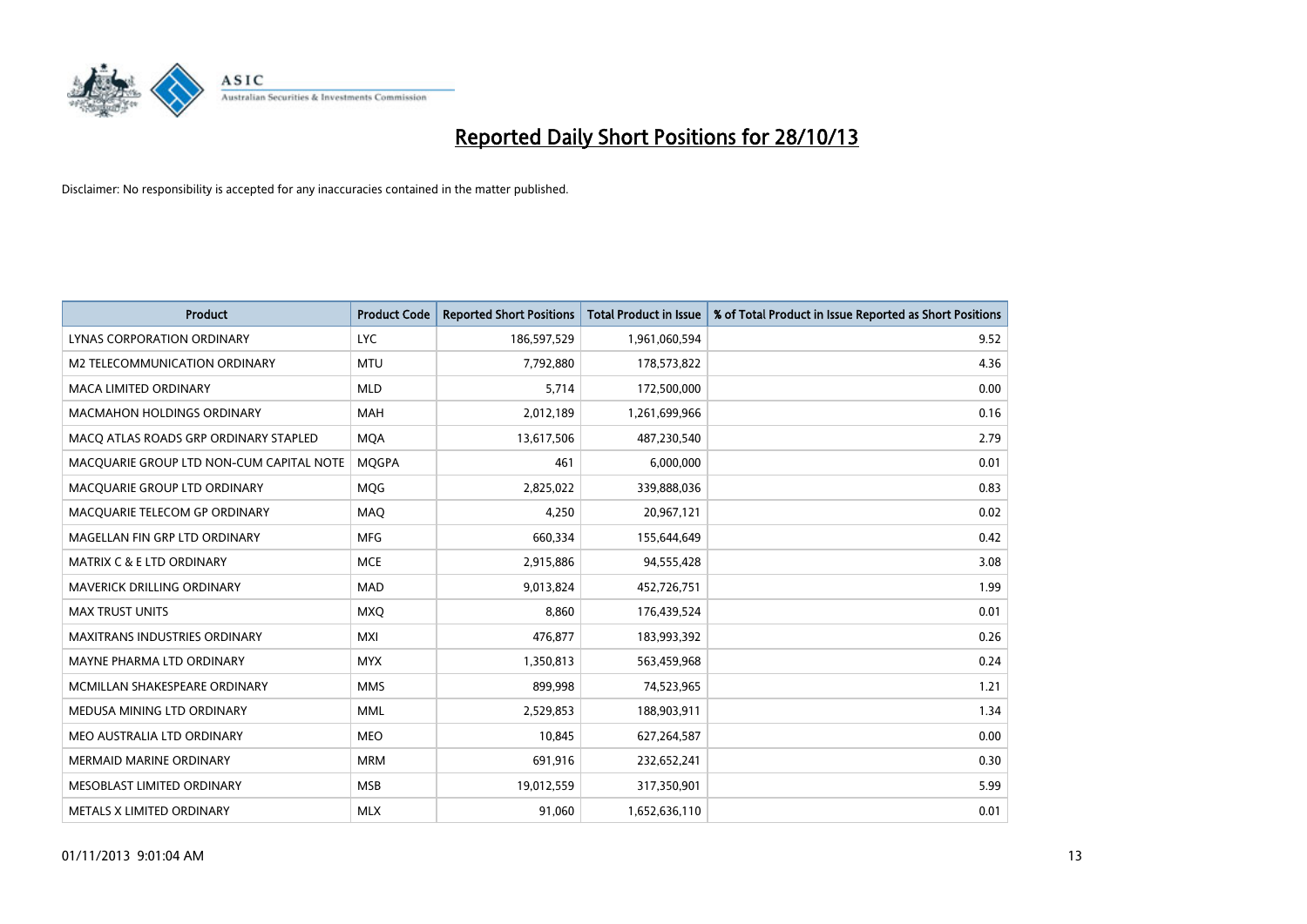# Reported Daily Short Positions for 28/10/13

Disclaimer: No responsibility is accepted for any inaccuracies contained in the matter published.

| Product | Product Code | Reported Short Positions | Total Product in Issue | % of Total Product in Issue Reported as Short Positions |
|---|---|---|---|---|
| LYNAS CORPORATION ORDINARY | LYC | 186,597,529 | 1,961,060,594 | 9.52 |
| M2 TELECOMMUNICATION ORDINARY | MTU | 7,792,880 | 178,573,822 | 4.36 |
| MACA LIMITED ORDINARY | MLD | 5,714 | 172,500,000 | 0.00 |
| MACMAHON HOLDINGS ORDINARY | MAH | 2,012,189 | 1,261,699,966 | 0.16 |
| MACQ ATLAS ROADS GRP ORDINARY STAPLED | MQA | 13,617,506 | 487,230,540 | 2.79 |
| MACQUARIE GROUP LTD NON-CUM CAPITAL NOTE | MQGPA | 461 | 6,000,000 | 0.01 |
| MACQUARIE GROUP LTD ORDINARY | MQG | 2,825,022 | 339,888,036 | 0.83 |
| MACQUARIE TELECOM GP ORDINARY | MAQ | 4,250 | 20,967,121 | 0.02 |
| MAGELLAN FIN GRP LTD ORDINARY | MFG | 660,334 | 155,644,649 | 0.42 |
| MATRIX C & E LTD ORDINARY | MCE | 2,915,886 | 94,555,428 | 3.08 |
| MAVERICK DRILLING ORDINARY | MAD | 9,013,824 | 452,726,751 | 1.99 |
| MAX TRUST UNITS | MXQ | 8,860 | 176,439,524 | 0.01 |
| MAXITRANS INDUSTRIES ORDINARY | MXI | 476,877 | 183,993,392 | 0.26 |
| MAYNE PHARMA LTD ORDINARY | MYX | 1,350,813 | 563,459,968 | 0.24 |
| MCMILLAN SHAKESPEARE ORDINARY | MMS | 899,998 | 74,523,965 | 1.21 |
| MEDUSA MINING LTD ORDINARY | MML | 2,529,853 | 188,903,911 | 1.34 |
| MEO AUSTRALIA LTD ORDINARY | MEO | 10,845 | 627,264,587 | 0.00 |
| MERMAID MARINE ORDINARY | MRM | 691,916 | 232,652,241 | 0.30 |
| MESOBLAST LIMITED ORDINARY | MSB | 19,012,559 | 317,350,901 | 5.99 |
| METALS X LIMITED ORDINARY | MLX | 91,060 | 1,652,636,110 | 0.01 |

01/11/2013 9:01:04 AM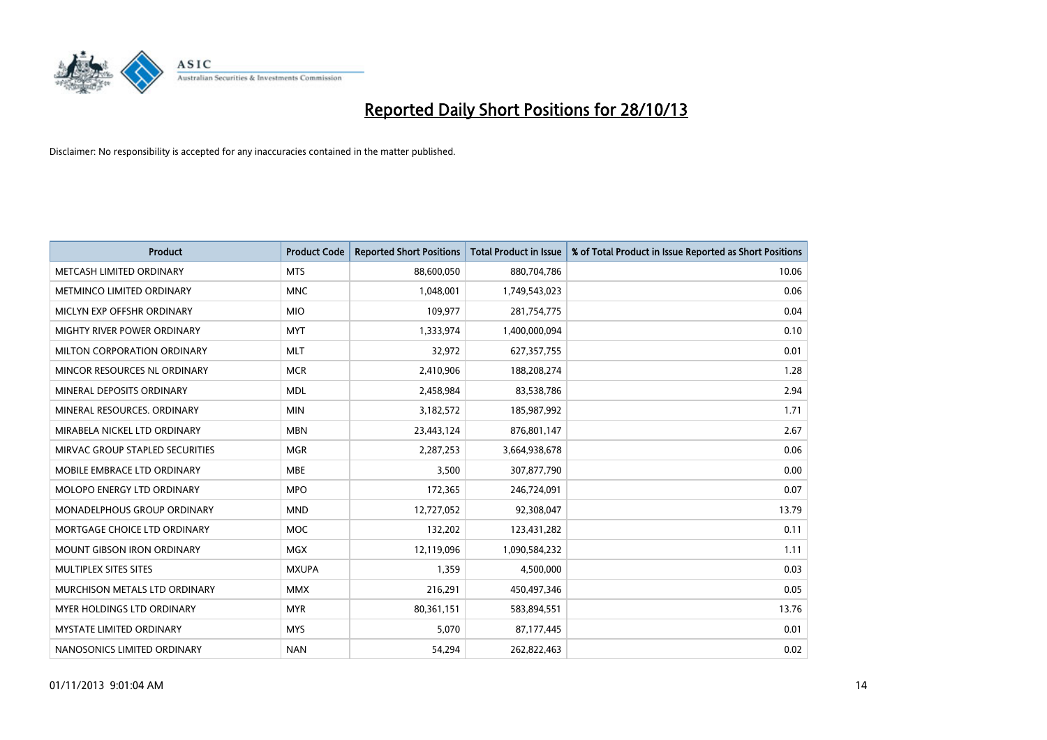# Reported Daily Short Positions for 28/10/13

Disclaimer: No responsibility is accepted for any inaccuracies contained in the matter published.

| Product | Product Code | Reported Short Positions | Total Product in Issue | % of Total Product in Issue Reported as Short Positions |
|---|---|---|---|---|
| METCASH LIMITED ORDINARY | MTS | 88,600,050 | 880,704,786 | 10.06 |
| METMINCO LIMITED ORDINARY | MNC | 1,048,001 | 1,749,543,023 | 0.06 |
| MICLYN EXP OFFSHR ORDINARY | MIO | 109,977 | 281,754,775 | 0.04 |
| MIGHTY RIVER POWER ORDINARY | MYT | 1,333,974 | 1,400,000,094 | 0.10 |
| MILTON CORPORATION ORDINARY | MLT | 32,972 | 627,357,755 | 0.01 |
| MINCOR RESOURCES NL ORDINARY | MCR | 2,410,906 | 188,208,274 | 1.28 |
| MINERAL DEPOSITS ORDINARY | MDL | 2,458,984 | 83,538,786 | 2.94 |
| MINERAL RESOURCES. ORDINARY | MIN | 3,182,572 | 185,987,992 | 1.71 |
| MIRABELA NICKEL LTD ORDINARY | MBN | 23,443,124 | 876,801,147 | 2.67 |
| MIRVAC GROUP STAPLED SECURITIES | MGR | 2,287,253 | 3,664,938,678 | 0.06 |
| MOBILE EMBRACE LTD ORDINARY | MBE | 3,500 | 307,877,790 | 0.00 |
| MOLOPO ENERGY LTD ORDINARY | MPO | 172,365 | 246,724,091 | 0.07 |
| MONADELPHOUS GROUP ORDINARY | MND | 12,727,052 | 92,308,047 | 13.79 |
| MORTGAGE CHOICE LTD ORDINARY | MOC | 132,202 | 123,431,282 | 0.11 |
| MOUNT GIBSON IRON ORDINARY | MGX | 12,119,096 | 1,090,584,232 | 1.11 |
| MULTIPLEX SITES SITES | MXUPA | 1,359 | 4,500,000 | 0.03 |
| MURCHISON METALS LTD ORDINARY | MMX | 216,291 | 450,497,346 | 0.05 |
| MYER HOLDINGS LTD ORDINARY | MYR | 80,361,151 | 583,894,551 | 13.76 |
| MYSTATE LIMITED ORDINARY | MYS | 5,070 | 87,177,445 | 0.01 |
| NANOSONICS LIMITED ORDINARY | NAN | 54,294 | 262,822,463 | 0.02 |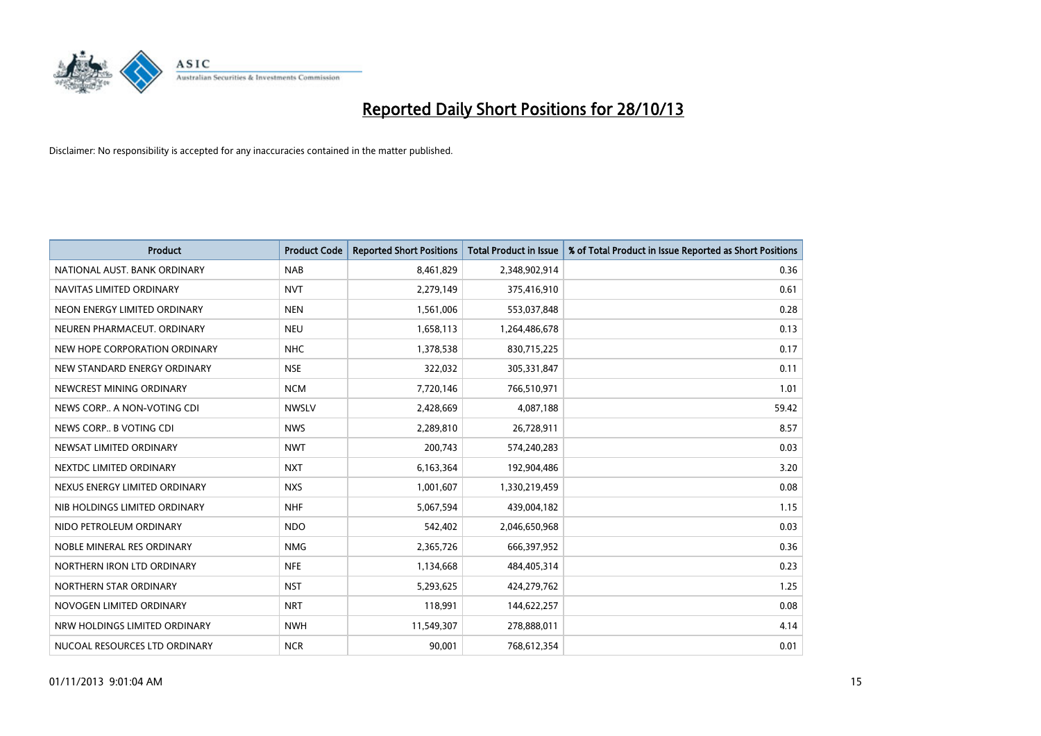# Reported Daily Short Positions for 28/10/13

Disclaimer: No responsibility is accepted for any inaccuracies contained in the matter published.

| Product | Product Code | Reported Short Positions | Total Product in Issue | % of Total Product in Issue Reported as Short Positions |
|---|---|---|---|---|
| NATIONAL AUST. BANK ORDINARY | NAB | 8,461,829 | 2,348,902,914 | 0.36 |
| NAVITAS LIMITED ORDINARY | NVT | 2,279,149 | 375,416,910 | 0.61 |
| NEON ENERGY LIMITED ORDINARY | NEN | 1,561,006 | 553,037,848 | 0.28 |
| NEUREN PHARMACEUT. ORDINARY | NEU | 1,658,113 | 1,264,486,678 | 0.13 |
| NEW HOPE CORPORATION ORDINARY | NHC | 1,378,538 | 830,715,225 | 0.17 |
| NEW STANDARD ENERGY ORDINARY | NSE | 322,032 | 305,331,847 | 0.11 |
| NEWCREST MINING ORDINARY | NCM | 7,720,146 | 766,510,971 | 1.01 |
| NEWS CORP.. A NON-VOTING CDI | NWSLV | 2,428,669 | 4,087,188 | 59.42 |
| NEWS CORP.. B VOTING CDI | NWS | 2,289,810 | 26,728,911 | 8.57 |
| NEWSAT LIMITED ORDINARY | NWT | 200,743 | 574,240,283 | 0.03 |
| NEXTDC LIMITED ORDINARY | NXT | 6,163,364 | 192,904,486 | 3.20 |
| NEXUS ENERGY LIMITED ORDINARY | NXS | 1,001,607 | 1,330,219,459 | 0.08 |
| NIB HOLDINGS LIMITED ORDINARY | NHF | 5,067,594 | 439,004,182 | 1.15 |
| NIDO PETROLEUM ORDINARY | NDO | 542,402 | 2,046,650,968 | 0.03 |
| NOBLE MINERAL RES ORDINARY | NMG | 2,365,726 | 666,397,952 | 0.36 |
| NORTHERN IRON LTD ORDINARY | NFE | 1,134,668 | 484,405,314 | 0.23 |
| NORTHERN STAR ORDINARY | NST | 5,293,625 | 424,279,762 | 1.25 |
| NOVOGEN LIMITED ORDINARY | NRT | 118,991 | 144,622,257 | 0.08 |
| NRW HOLDINGS LIMITED ORDINARY | NWH | 11,549,307 | 278,888,011 | 4.14 |
| NUCOAL RESOURCES LTD ORDINARY | NCR | 90,001 | 768,612,354 | 0.01 |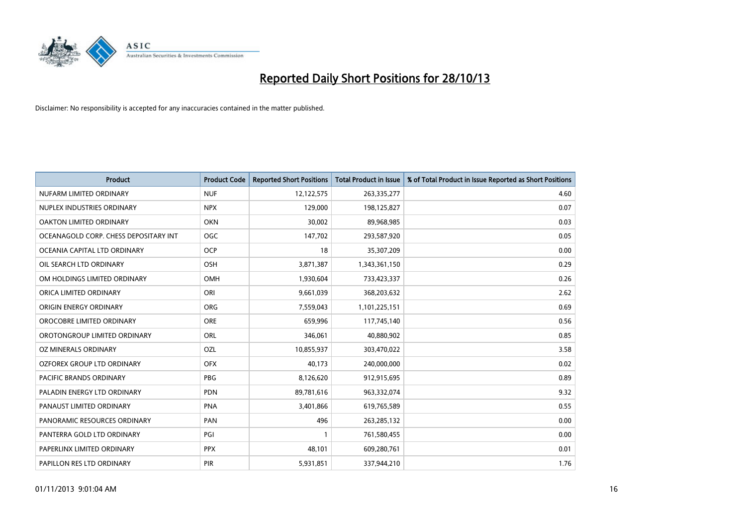# Reported Daily Short Positions for 28/10/13

Disclaimer: No responsibility is accepted for any inaccuracies contained in the matter published.

| Product | Product Code | Reported Short Positions | Total Product in Issue | % of Total Product in Issue Reported as Short Positions |
|---|---|---|---|---|
| NUFARM LIMITED ORDINARY | NUF | 12,122,575 | 263,335,277 | 4.60 |
| NUPLEX INDUSTRIES ORDINARY | NPX | 129,000 | 198,125,827 | 0.07 |
| OAKTON LIMITED ORDINARY | OKN | 30,002 | 89,968,985 | 0.03 |
| OCEANAGOLD CORP. CHESS DEPOSITARY INT | OGC | 147,702 | 293,587,920 | 0.05 |
| OCEANIA CAPITAL LTD ORDINARY | OCP | 18 | 35,307,209 | 0.00 |
| OIL SEARCH LTD ORDINARY | OSH | 3,871,387 | 1,343,361,150 | 0.29 |
| OM HOLDINGS LIMITED ORDINARY | OMH | 1,930,604 | 733,423,337 | 0.26 |
| ORICA LIMITED ORDINARY | ORI | 9,661,039 | 368,203,632 | 2.62 |
| ORIGIN ENERGY ORDINARY | ORG | 7,559,043 | 1,101,225,151 | 0.69 |
| OROCOBRE LIMITED ORDINARY | ORE | 659,996 | 117,745,140 | 0.56 |
| OROTONGROUP LIMITED ORDINARY | ORL | 346,061 | 40,880,902 | 0.85 |
| OZ MINERALS ORDINARY | OZL | 10,855,937 | 303,470,022 | 3.58 |
| OZFOREX GROUP LTD ORDINARY | OFX | 40,173 | 240,000,000 | 0.02 |
| PACIFIC BRANDS ORDINARY | PBG | 8,126,620 | 912,915,695 | 0.89 |
| PALADIN ENERGY LTD ORDINARY | PDN | 89,781,616 | 963,332,074 | 9.32 |
| PANAUST LIMITED ORDINARY | PNA | 3,401,866 | 619,765,589 | 0.55 |
| PANORAMIC RESOURCES ORDINARY | PAN | 496 | 263,285,132 | 0.00 |
| PANTERRA GOLD LTD ORDINARY | PGI | 1 | 761,580,455 | 0.00 |
| PAPERLINX LIMITED ORDINARY | PPX | 48,101 | 609,280,761 | 0.01 |
| PAPILLON RES LTD ORDINARY | PIR | 5,931,851 | 337,944,210 | 1.76 |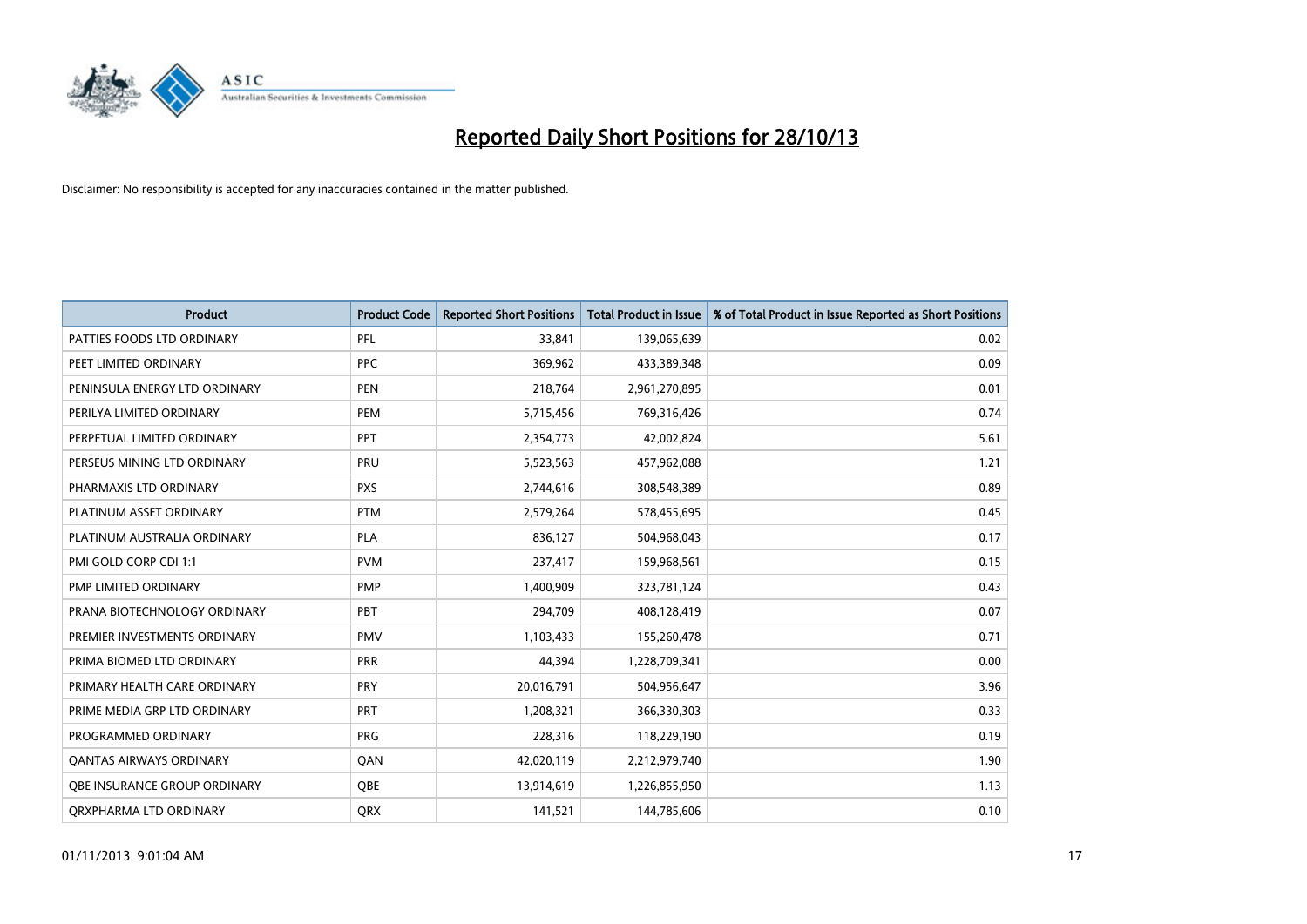# Reported Daily Short Positions for 28/10/13

Disclaimer: No responsibility is accepted for any inaccuracies contained in the matter published.

| Product | Product Code | Reported Short Positions | Total Product in Issue | % of Total Product in Issue Reported as Short Positions |
|---|---|---|---|---|
| PATTIES FOODS LTD ORDINARY | PFL | 33,841 | 139,065,639 | 0.02 |
| PEET LIMITED ORDINARY | PPC | 369,962 | 433,389,348 | 0.09 |
| PENINSULA ENERGY LTD ORDINARY | PEN | 218,764 | 2,961,270,895 | 0.01 |
| PERILYA LIMITED ORDINARY | PEM | 5,715,456 | 769,316,426 | 0.74 |
| PERPETUAL LIMITED ORDINARY | PPT | 2,354,773 | 42,002,824 | 5.61 |
| PERSEUS MINING LTD ORDINARY | PRU | 5,523,563 | 457,962,088 | 1.21 |
| PHARMAXIS LTD ORDINARY | PXS | 2,744,616 | 308,548,389 | 0.89 |
| PLATINUM ASSET ORDINARY | PTM | 2,579,264 | 578,455,695 | 0.45 |
| PLATINUM AUSTRALIA ORDINARY | PLA | 836,127 | 504,968,043 | 0.17 |
| PMI GOLD CORP CDI 1:1 | PVM | 237,417 | 159,968,561 | 0.15 |
| PMP LIMITED ORDINARY | PMP | 1,400,909 | 323,781,124 | 0.43 |
| PRANA BIOTECHNOLOGY ORDINARY | PBT | 294,709 | 408,128,419 | 0.07 |
| PREMIER INVESTMENTS ORDINARY | PMV | 1,103,433 | 155,260,478 | 0.71 |
| PRIMA BIOMED LTD ORDINARY | PRR | 44,394 | 1,228,709,341 | 0.00 |
| PRIMARY HEALTH CARE ORDINARY | PRY | 20,016,791 | 504,956,647 | 3.96 |
| PRIME MEDIA GRP LTD ORDINARY | PRT | 1,208,321 | 366,330,303 | 0.33 |
| PROGRAMMED ORDINARY | PRG | 228,316 | 118,229,190 | 0.19 |
| QANTAS AIRWAYS ORDINARY | QAN | 42,020,119 | 2,212,979,740 | 1.90 |
| QBE INSURANCE GROUP ORDINARY | QBE | 13,914,619 | 1,226,855,950 | 1.13 |
| QRXPHARMA LTD ORDINARY | QRX | 141,521 | 144,785,606 | 0.10 |

01/11/2013 9:01:04 AM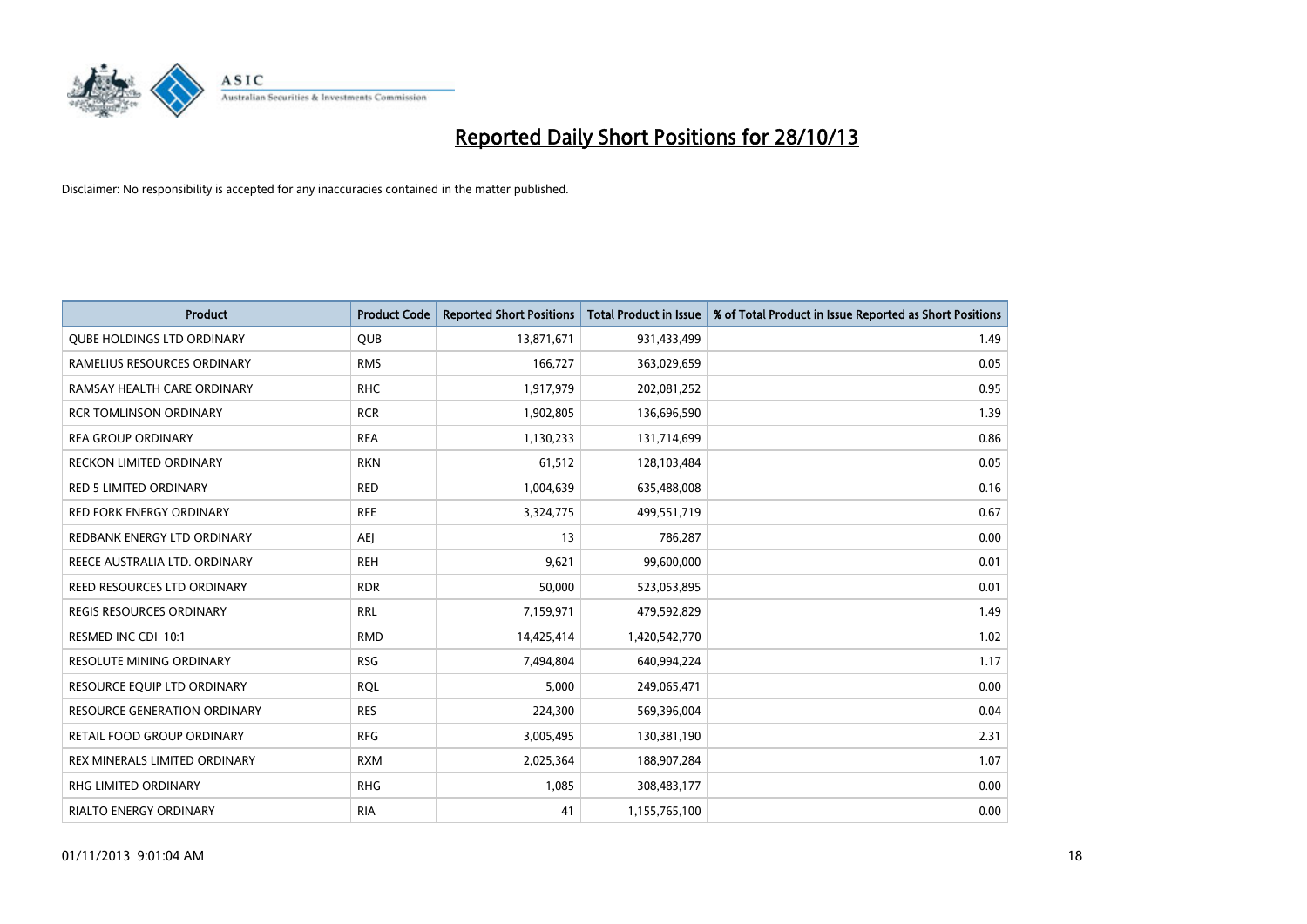# Reported Daily Short Positions for 28/10/13

Disclaimer: No responsibility is accepted for any inaccuracies contained in the matter published.

| Product | Product Code | Reported Short Positions | Total Product in Issue | % of Total Product in Issue Reported as Short Positions |
|---|---|---|---|---|
| QUBE HOLDINGS LTD ORDINARY | QUB | 13,871,671 | 931,433,499 | 1.49 |
| RAMELIUS RESOURCES ORDINARY | RMS | 166,727 | 363,029,659 | 0.05 |
| RAMSAY HEALTH CARE ORDINARY | RHC | 1,917,979 | 202,081,252 | 0.95 |
| RCR TOMLINSON ORDINARY | RCR | 1,902,805 | 136,696,590 | 1.39 |
| REA GROUP ORDINARY | REA | 1,130,233 | 131,714,699 | 0.86 |
| RECKON LIMITED ORDINARY | RKN | 61,512 | 128,103,484 | 0.05 |
| RED 5 LIMITED ORDINARY | RED | 1,004,639 | 635,488,008 | 0.16 |
| RED FORK ENERGY ORDINARY | RFE | 3,324,775 | 499,551,719 | 0.67 |
| REDBANK ENERGY LTD ORDINARY | AEJ | 13 | 786,287 | 0.00 |
| REECE AUSTRALIA LTD. ORDINARY | REH | 9,621 | 99,600,000 | 0.01 |
| REED RESOURCES LTD ORDINARY | RDR | 50,000 | 523,053,895 | 0.01 |
| REGIS RESOURCES ORDINARY | RRL | 7,159,971 | 479,592,829 | 1.49 |
| RESMED INC CDI 10:1 | RMD | 14,425,414 | 1,420,542,770 | 1.02 |
| RESOLUTE MINING ORDINARY | RSG | 7,494,804 | 640,994,224 | 1.17 |
| RESOURCE EQUIP LTD ORDINARY | RQL | 5,000 | 249,065,471 | 0.00 |
| RESOURCE GENERATION ORDINARY | RES | 224,300 | 569,396,004 | 0.04 |
| RETAIL FOOD GROUP ORDINARY | RFG | 3,005,495 | 130,381,190 | 2.31 |
| REX MINERALS LIMITED ORDINARY | RXM | 2,025,364 | 188,907,284 | 1.07 |
| RHG LIMITED ORDINARY | RHG | 1,085 | 308,483,177 | 0.00 |
| RIALTO ENERGY ORDINARY | RIA | 41 | 1,155,765,100 | 0.00 |

01/11/2013 9:01:04 AM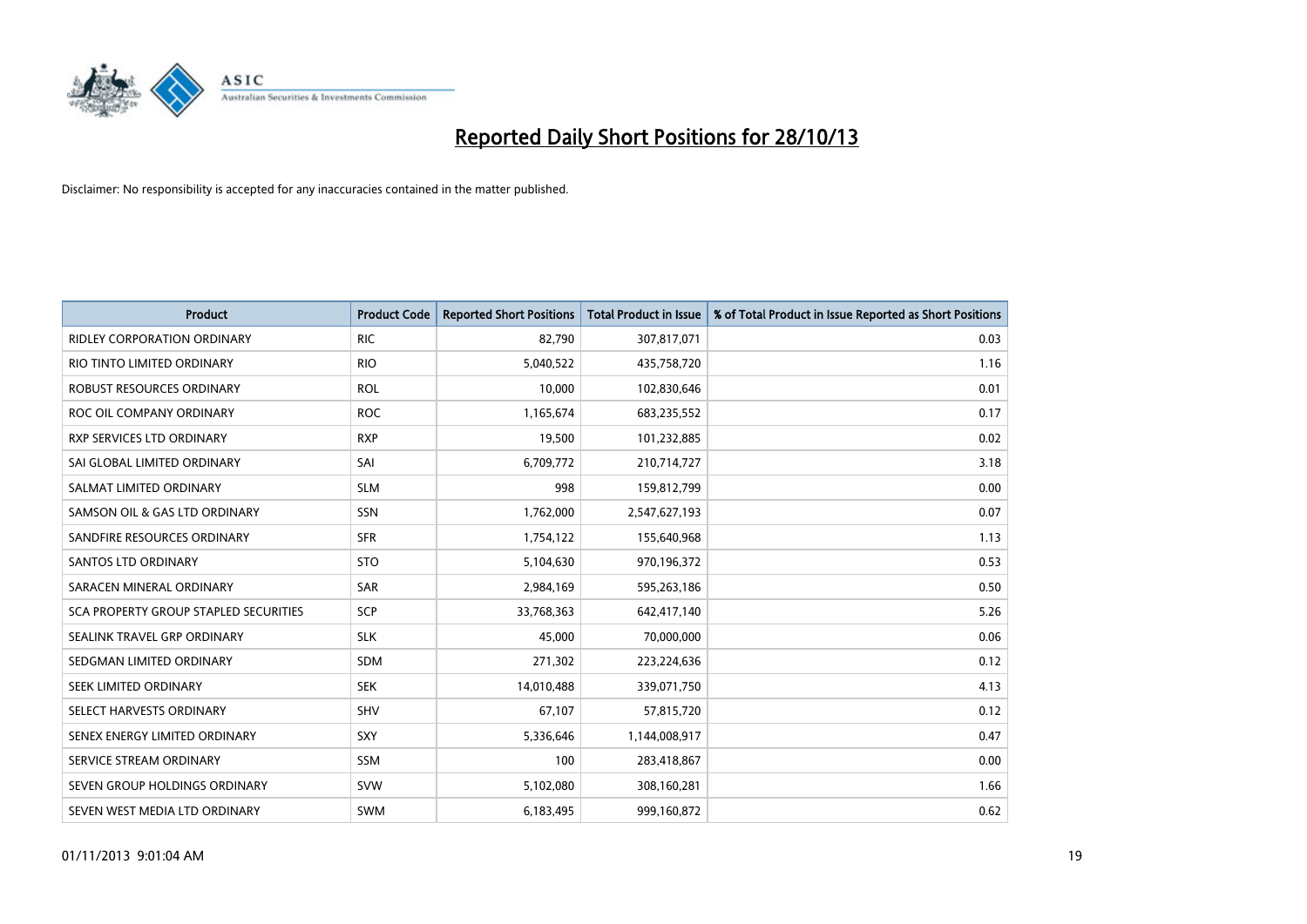# Reported Daily Short Positions for 28/10/13

Disclaimer: No responsibility is accepted for any inaccuracies contained in the matter published.

| Product | Product Code | Reported Short Positions | Total Product in Issue | % of Total Product in Issue Reported as Short Positions |
|---|---|---|---|---|
| RIDLEY CORPORATION ORDINARY | RIC | 82,790 | 307,817,071 | 0.03 |
| RIO TINTO LIMITED ORDINARY | RIO | 5,040,522 | 435,758,720 | 1.16 |
| ROBUST RESOURCES ORDINARY | ROL | 10,000 | 102,830,646 | 0.01 |
| ROC OIL COMPANY ORDINARY | ROC | 1,165,674 | 683,235,552 | 0.17 |
| RXP SERVICES LTD ORDINARY | RXP | 19,500 | 101,232,885 | 0.02 |
| SAI GLOBAL LIMITED ORDINARY | SAI | 6,709,772 | 210,714,727 | 3.18 |
| SALMAT LIMITED ORDINARY | SLM | 998 | 159,812,799 | 0.00 |
| SAMSON OIL & GAS LTD ORDINARY | SSN | 1,762,000 | 2,547,627,193 | 0.07 |
| SANDFIRE RESOURCES ORDINARY | SFR | 1,754,122 | 155,640,968 | 1.13 |
| SANTOS LTD ORDINARY | STO | 5,104,630 | 970,196,372 | 0.53 |
| SARACEN MINERAL ORDINARY | SAR | 2,984,169 | 595,263,186 | 0.50 |
| SCA PROPERTY GROUP STAPLED SECURITIES | SCP | 33,768,363 | 642,417,140 | 5.26 |
| SEALINK TRAVEL GRP ORDINARY | SLK | 45,000 | 70,000,000 | 0.06 |
| SEDGMAN LIMITED ORDINARY | SDM | 271,302 | 223,224,636 | 0.12 |
| SEEK LIMITED ORDINARY | SEK | 14,010,488 | 339,071,750 | 4.13 |
| SELECT HARVESTS ORDINARY | SHV | 67,107 | 57,815,720 | 0.12 |
| SENEX ENERGY LIMITED ORDINARY | SXY | 5,336,646 | 1,144,008,917 | 0.47 |
| SERVICE STREAM ORDINARY | SSM | 100 | 283,418,867 | 0.00 |
| SEVEN GROUP HOLDINGS ORDINARY | SVW | 5,102,080 | 308,160,281 | 1.66 |
| SEVEN WEST MEDIA LTD ORDINARY | SWM | 6,183,495 | 999,160,872 | 0.62 |

01/11/2013 9:01:04 AM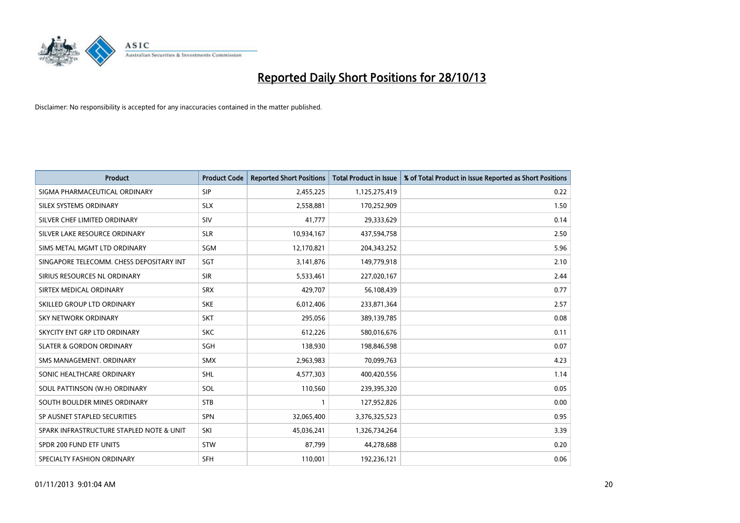# Reported Daily Short Positions for 28/10/13

Disclaimer: No responsibility is accepted for any inaccuracies contained in the matter published.

| Product | Product Code | Reported Short Positions | Total Product in Issue | % of Total Product in Issue Reported as Short Positions |
|---|---|---|---|---|
| SIGMA PHARMACEUTICAL ORDINARY | SIP | 2,455,225 | 1,125,275,419 | 0.22 |
| SILEX SYSTEMS ORDINARY | SLX | 2,558,881 | 170,252,909 | 1.50 |
| SILVER CHEF LIMITED ORDINARY | SIV | 41,777 | 29,333,629 | 0.14 |
| SILVER LAKE RESOURCE ORDINARY | SLR | 10,934,167 | 437,594,758 | 2.50 |
| SIMS METAL MGMT LTD ORDINARY | SGM | 12,170,821 | 204,343,252 | 5.96 |
| SINGAPORE TELECOMM. CHESS DEPOSITARY INT | SGT | 3,141,876 | 149,779,918 | 2.10 |
| SIRIUS RESOURCES NL ORDINARY | SIR | 5,533,461 | 227,020,167 | 2.44 |
| SIRTEX MEDICAL ORDINARY | SRX | 429,707 | 56,108,439 | 0.77 |
| SKILLED GROUP LTD ORDINARY | SKE | 6,012,406 | 233,871,364 | 2.57 |
| SKY NETWORK ORDINARY | SKT | 295,056 | 389,139,785 | 0.08 |
| SKYCITY ENT GRP LTD ORDINARY | SKC | 612,226 | 580,016,676 | 0.11 |
| SLATER & GORDON ORDINARY | SGH | 138,930 | 198,846,598 | 0.07 |
| SMS MANAGEMENT. ORDINARY | SMX | 2,963,983 | 70,099,763 | 4.23 |
| SONIC HEALTHCARE ORDINARY | SHL | 4,577,303 | 400,420,556 | 1.14 |
| SOUL PATTINSON (W.H) ORDINARY | SOL | 110,560 | 239,395,320 | 0.05 |
| SOUTH BOULDER MINES ORDINARY | STB | 1 | 127,952,826 | 0.00 |
| SP AUSNET STAPLED SECURITIES | SPN | 32,065,400 | 3,376,325,523 | 0.95 |
| SPARK INFRASTRUCTURE STAPLED NOTE & UNIT | SKI | 45,036,241 | 1,326,734,264 | 3.39 |
| SPDR 200 FUND ETF UNITS | STW | 87,799 | 44,278,688 | 0.20 |
| SPECIALTY FASHION ORDINARY | SFH | 110,001 | 192,236,121 | 0.06 |

01/11/2013 9:01:04 AM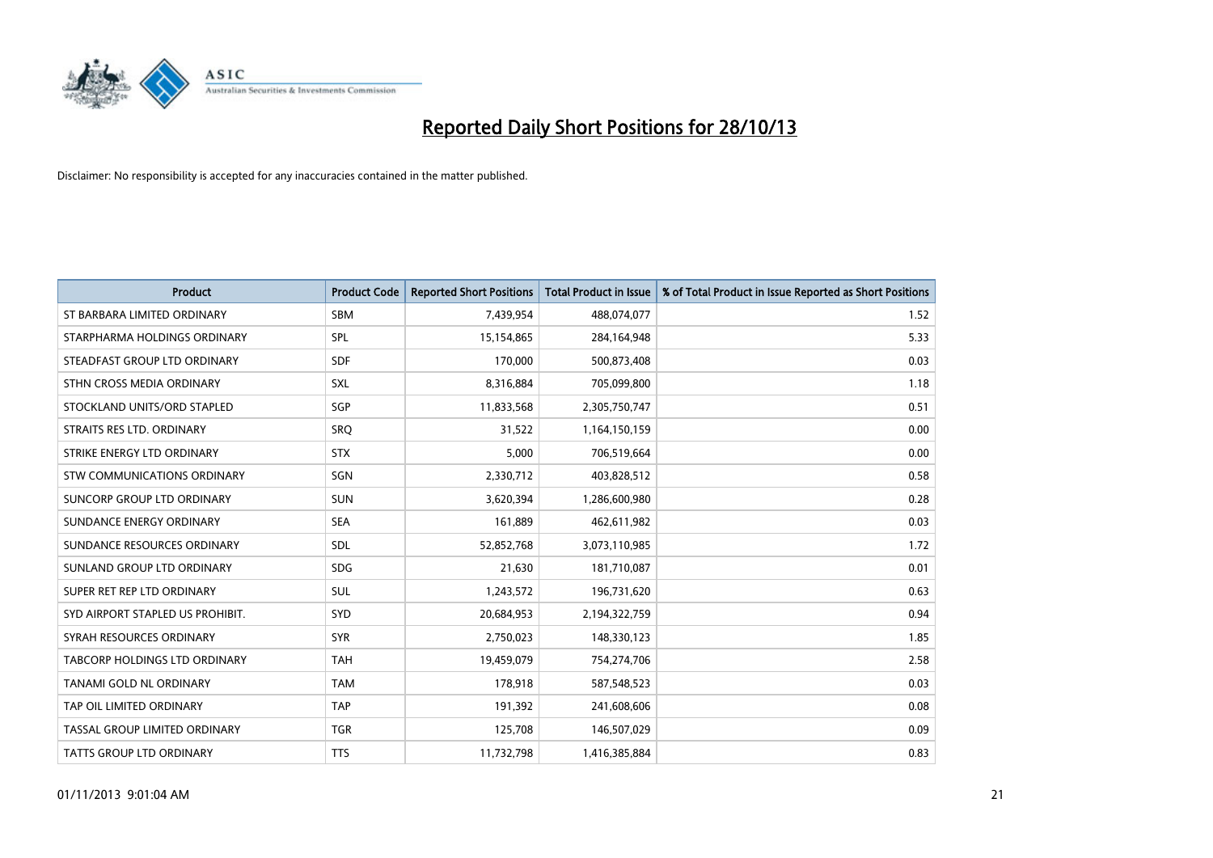# Reported Daily Short Positions for 28/10/13

Disclaimer: No responsibility is accepted for any inaccuracies contained in the matter published.

| Product | Product Code | Reported Short Positions | Total Product in Issue | % of Total Product in Issue Reported as Short Positions |
|---|---|---|---|---|
| ST BARBARA LIMITED ORDINARY | SBM | 7,439,954 | 488,074,077 | 1.52 |
| STARPHARMA HOLDINGS ORDINARY | SPL | 15,154,865 | 284,164,948 | 5.33 |
| STEADFAST GROUP LTD ORDINARY | SDF | 170,000 | 500,873,408 | 0.03 |
| STHN CROSS MEDIA ORDINARY | SXL | 8,316,884 | 705,099,800 | 1.18 |
| STOCKLAND UNITS/ORD STAPLED | SGP | 11,833,568 | 2,305,750,747 | 0.51 |
| STRAITS RES LTD. ORDINARY | SRQ | 31,522 | 1,164,150,159 | 0.00 |
| STRIKE ENERGY LTD ORDINARY | STX | 5,000 | 706,519,664 | 0.00 |
| STW COMMUNICATIONS ORDINARY | SGN | 2,330,712 | 403,828,512 | 0.58 |
| SUNCORP GROUP LTD ORDINARY | SUN | 3,620,394 | 1,286,600,980 | 0.28 |
| SUNDANCE ENERGY ORDINARY | SEA | 161,889 | 462,611,982 | 0.03 |
| SUNDANCE RESOURCES ORDINARY | SDL | 52,852,768 | 3,073,110,985 | 1.72 |
| SUNLAND GROUP LTD ORDINARY | SDG | 21,630 | 181,710,087 | 0.01 |
| SUPER RET REP LTD ORDINARY | SUL | 1,243,572 | 196,731,620 | 0.63 |
| SYD AIRPORT STAPLED US PROHIBIT. | SYD | 20,684,953 | 2,194,322,759 | 0.94 |
| SYRAH RESOURCES ORDINARY | SYR | 2,750,023 | 148,330,123 | 1.85 |
| TABCORP HOLDINGS LTD ORDINARY | TAH | 19,459,079 | 754,274,706 | 2.58 |
| TANAMI GOLD NL ORDINARY | TAM | 178,918 | 587,548,523 | 0.03 |
| TAP OIL LIMITED ORDINARY | TAP | 191,392 | 241,608,606 | 0.08 |
| TASSAL GROUP LIMITED ORDINARY | TGR | 125,708 | 146,507,029 | 0.09 |
| TATTS GROUP LTD ORDINARY | TTS | 11,732,798 | 1,416,385,884 | 0.83 |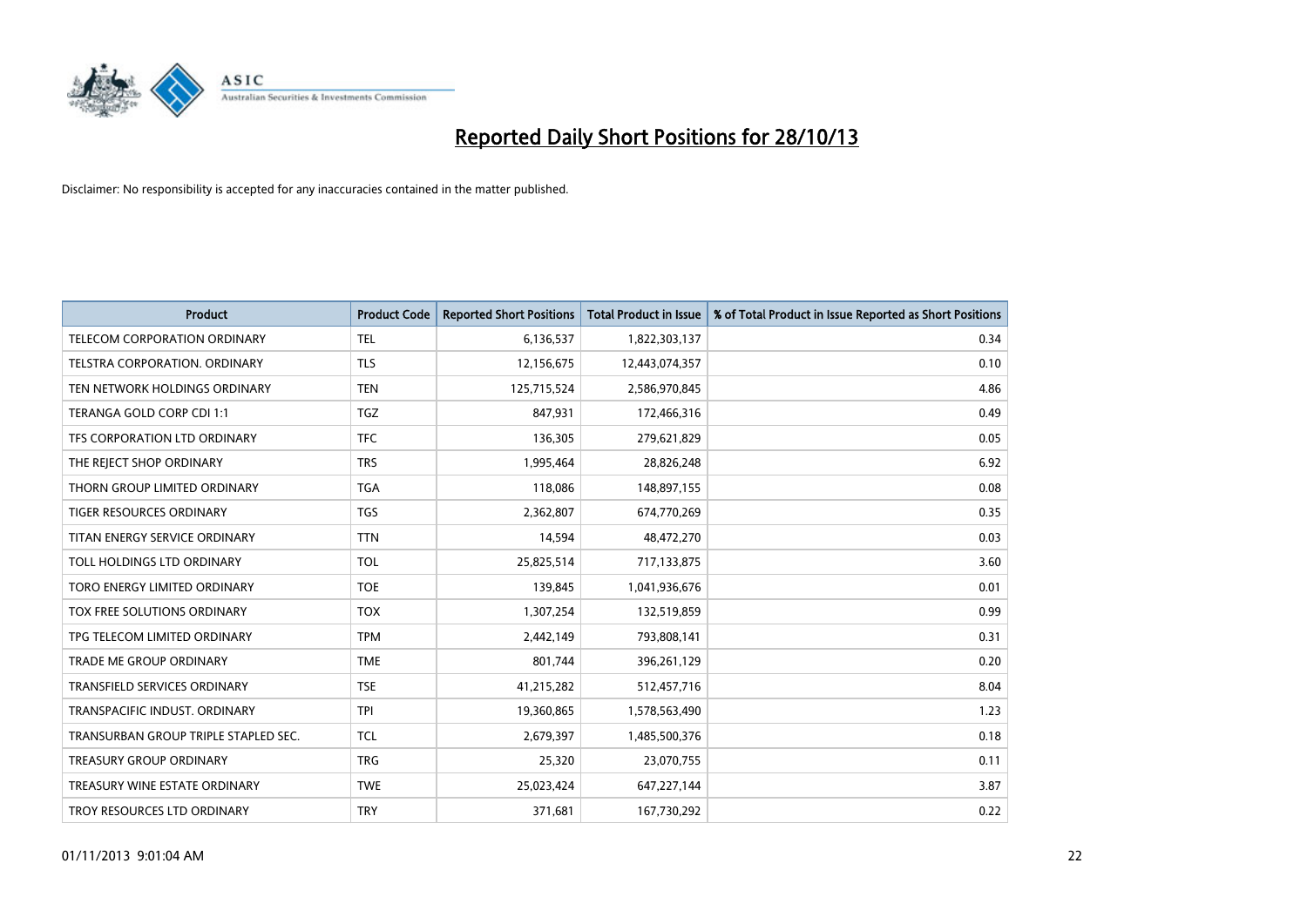# Reported Daily Short Positions for 28/10/13

Disclaimer: No responsibility is accepted for any inaccuracies contained in the matter published.

| Product | Product Code | Reported Short Positions | Total Product in Issue | % of Total Product in Issue Reported as Short Positions |
|---|---|---|---|---|
| TELECOM CORPORATION ORDINARY | TEL | 6,136,537 | 1,822,303,137 | 0.34 |
| TELSTRA CORPORATION. ORDINARY | TLS | 12,156,675 | 12,443,074,357 | 0.10 |
| TEN NETWORK HOLDINGS ORDINARY | TEN | 125,715,524 | 2,586,970,845 | 4.86 |
| TERANGA GOLD CORP CDI 1:1 | TGZ | 847,931 | 172,466,316 | 0.49 |
| TFS CORPORATION LTD ORDINARY | TFC | 136,305 | 279,621,829 | 0.05 |
| THE REJECT SHOP ORDINARY | TRS | 1,995,464 | 28,826,248 | 6.92 |
| THORN GROUP LIMITED ORDINARY | TGA | 118,086 | 148,897,155 | 0.08 |
| TIGER RESOURCES ORDINARY | TGS | 2,362,807 | 674,770,269 | 0.35 |
| TITAN ENERGY SERVICE ORDINARY | TTN | 14,594 | 48,472,270 | 0.03 |
| TOLL HOLDINGS LTD ORDINARY | TOL | 25,825,514 | 717,133,875 | 3.60 |
| TORO ENERGY LIMITED ORDINARY | TOE | 139,845 | 1,041,936,676 | 0.01 |
| TOX FREE SOLUTIONS ORDINARY | TOX | 1,307,254 | 132,519,859 | 0.99 |
| TPG TELECOM LIMITED ORDINARY | TPM | 2,442,149 | 793,808,141 | 0.31 |
| TRADE ME GROUP ORDINARY | TME | 801,744 | 396,261,129 | 0.20 |
| TRANSFIELD SERVICES ORDINARY | TSE | 41,215,282 | 512,457,716 | 8.04 |
| TRANSPACIFIC INDUST. ORDINARY | TPI | 19,360,865 | 1,578,563,490 | 1.23 |
| TRANSURBAN GROUP TRIPLE STAPLED SEC. | TCL | 2,679,397 | 1,485,500,376 | 0.18 |
| TREASURY GROUP ORDINARY | TRG | 25,320 | 23,070,755 | 0.11 |
| TREASURY WINE ESTATE ORDINARY | TWE | 25,023,424 | 647,227,144 | 3.87 |
| TROY RESOURCES LTD ORDINARY | TRY | 371,681 | 167,730,292 | 0.22 |

01/11/2013 9:01:04 AM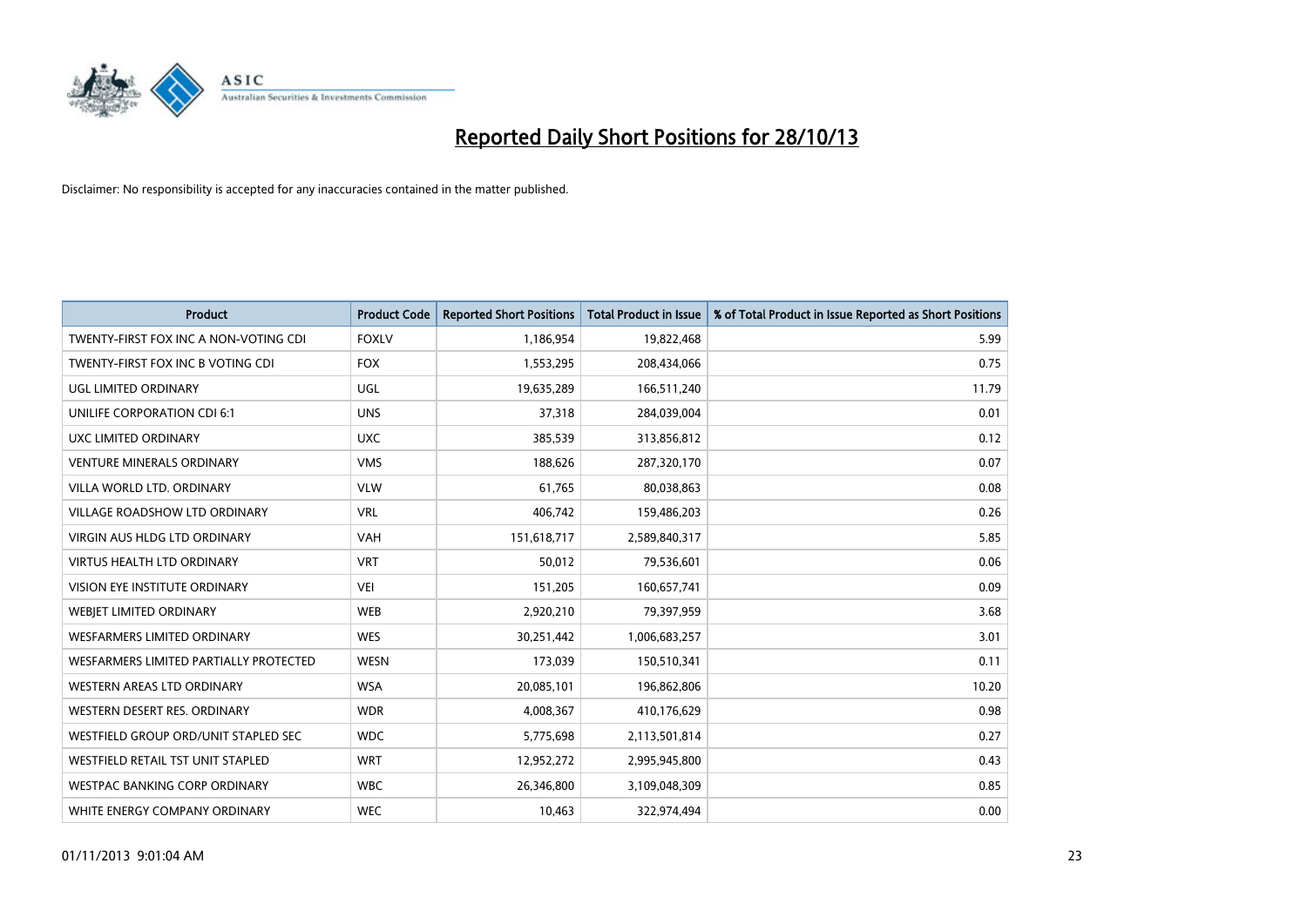# Reported Daily Short Positions for 28/10/13

Disclaimer: No responsibility is accepted for any inaccuracies contained in the matter published.

| Product | Product Code | Reported Short Positions | Total Product in Issue | % of Total Product in Issue Reported as Short Positions |
|---|---|---|---|---|
| TWENTY-FIRST FOX INC A NON-VOTING CDI | FOXLV | 1,186,954 | 19,822,468 | 5.99 |
| TWENTY-FIRST FOX INC B VOTING CDI | FOX | 1,553,295 | 208,434,066 | 0.75 |
| UGL LIMITED ORDINARY | UGL | 19,635,289 | 166,511,240 | 11.79 |
| UNILIFE CORPORATION CDI 6:1 | UNS | 37,318 | 284,039,004 | 0.01 |
| UXC LIMITED ORDINARY | UXC | 385,539 | 313,856,812 | 0.12 |
| VENTURE MINERALS ORDINARY | VMS | 188,626 | 287,320,170 | 0.07 |
| VILLA WORLD LTD. ORDINARY | VLW | 61,765 | 80,038,863 | 0.08 |
| VILLAGE ROADSHOW LTD ORDINARY | VRL | 406,742 | 159,486,203 | 0.26 |
| VIRGIN AUS HLDG LTD ORDINARY | VAH | 151,618,717 | 2,589,840,317 | 5.85 |
| VIRTUS HEALTH LTD ORDINARY | VRT | 50,012 | 79,536,601 | 0.06 |
| VISION EYE INSTITUTE ORDINARY | VEI | 151,205 | 160,657,741 | 0.09 |
| WEBJET LIMITED ORDINARY | WEB | 2,920,210 | 79,397,959 | 3.68 |
| WESFARMERS LIMITED ORDINARY | WES | 30,251,442 | 1,006,683,257 | 3.01 |
| WESFARMERS LIMITED PARTIALLY PROTECTED | WESN | 173,039 | 150,510,341 | 0.11 |
| WESTERN AREAS LTD ORDINARY | WSA | 20,085,101 | 196,862,806 | 10.20 |
| WESTERN DESERT RES. ORDINARY | WDR | 4,008,367 | 410,176,629 | 0.98 |
| WESTFIELD GROUP ORD/UNIT STAPLED SEC | WDC | 5,775,698 | 2,113,501,814 | 0.27 |
| WESTFIELD RETAIL TST UNIT STAPLED | WRT | 12,952,272 | 2,995,945,800 | 0.43 |
| WESTPAC BANKING CORP ORDINARY | WBC | 26,346,800 | 3,109,048,309 | 0.85 |
| WHITE ENERGY COMPANY ORDINARY | WEC | 10,463 | 322,974,494 | 0.00 |

01/11/2013 9:01:04 AM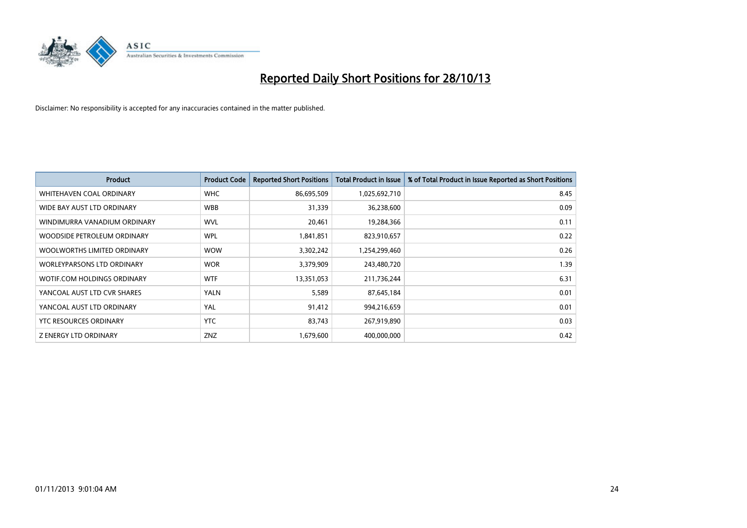# Reported Daily Short Positions for 28/10/13

Disclaimer: No responsibility is accepted for any inaccuracies contained in the matter published.

| Product | Product Code | Reported Short Positions | Total Product in Issue | % of Total Product in Issue Reported as Short Positions |
|---|---|---|---|---|
| WHITEHAVEN COAL ORDINARY | WHC | 86,695,509 | 1,025,692,710 | 8.45 |
| WIDE BAY AUST LTD ORDINARY | WBB | 31,339 | 36,238,600 | 0.09 |
| WINDIMURRA VANADIUM ORDINARY | WVL | 20,461 | 19,284,366 | 0.11 |
| WOODSIDE PETROLEUM ORDINARY | WPL | 1,841,851 | 823,910,657 | 0.22 |
| WOOLWORTHS LIMITED ORDINARY | WOW | 3,302,242 | 1,254,299,460 | 0.26 |
| WORLEYPARSONS LTD ORDINARY | WOR | 3,379,909 | 243,480,720 | 1.39 |
| WOTIF.COM HOLDINGS ORDINARY | WTF | 13,351,053 | 211,736,244 | 6.31 |
| YANCOAL AUST LTD CVR SHARES | YALN | 5,589 | 87,645,184 | 0.01 |
| YANCOAL AUST LTD ORDINARY | YAL | 91,412 | 994,216,659 | 0.01 |
| YTC RESOURCES ORDINARY | YTC | 83,743 | 267,919,890 | 0.03 |
| Z ENERGY LTD ORDINARY | ZNZ | 1,679,600 | 400,000,000 | 0.42 |

01/11/2013 9:01:04 AM